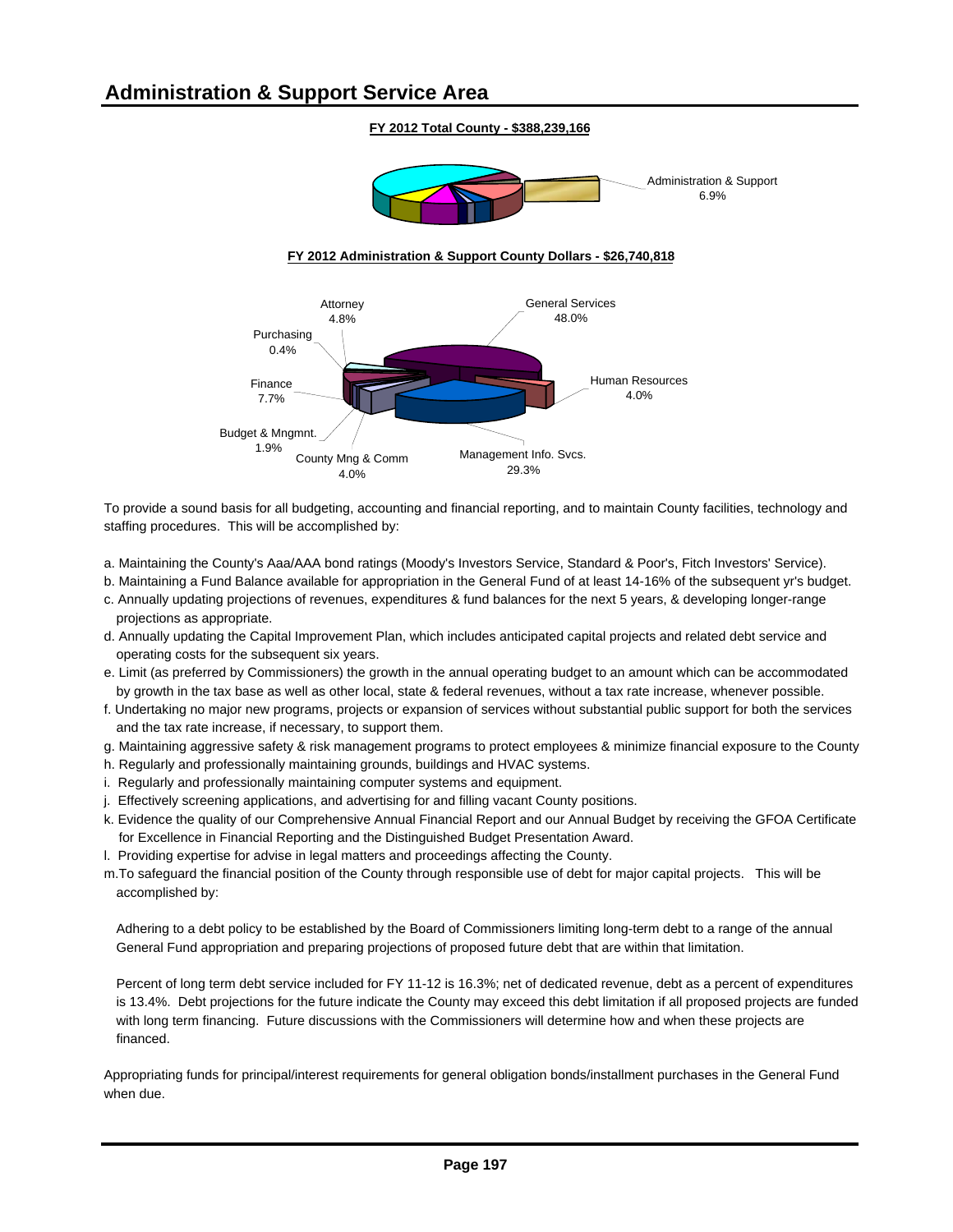# Administration & Support Service Area

**FY 2012 Total County - $388,239,166**

Administration & Support 6.9%

**FY 2012 Administration & Support County Dollars - $26,740,818**

Attorney 4.8%
Purchasing 0.4%
Finance 7.7%
Budget & Mngmnt. 1.9%
County Mng & Comm 4.0%
Management Info. Svcs. 29.3%
Human Resources 4.0%
General Services 48.0%

To provide a sound basis for all budgeting, accounting and financial reporting, and to maintain County facilities, technology and staffing procedures. This will be accomplished by:

a. Maintaining the County's Aaa/AAA bond ratings (Moody's Investors Service, Standard & Poor's, Fitch Investors' Service).
b. Maintaining a Fund Balance available for appropriation in the General Fund of at least 14-16% of the subsequent yr's budget.
c. Annually updating projections of revenues, expenditures & fund balances for the next 5 years, & developing longer-range projections as appropriate.
d. Annually updating the Capital Improvement Plan, which includes anticipated capital projects and related debt service and operating costs for the subsequent six years.
e. Limit (as preferred by Commissioners) the growth in the annual operating budget to an amount which can be accommodated by growth in the tax base as well as other local, state & federal revenues, without a tax rate increase, whenever possible.
f. Undertaking no major new programs, projects or expansion of services without substantial public support for both the services and the tax rate increase, if necessary, to support them.
g. Maintaining aggressive safety & risk management programs to protect employees & minimize financial exposure to the County
h. Regularly and professionally maintaining grounds, buildings and HVAC systems.
i. Regularly and professionally maintaining computer systems and equipment.
j. Effectively screening applications, and advertising for and filling vacant County positions.
k. Evidence the quality of our Comprehensive Annual Financial Report and our Annual Budget by receiving the GFOA Certificate for Excellence in Financial Reporting and the Distinguished Budget Presentation Award.
l. Providing expertise for advise in legal matters and proceedings affecting the County.
m. To safeguard the financial position of the County through responsible use of debt for major capital projects. This will be accomplished by:

Adhering to a debt policy to be established by the Board of Commissioners limiting long-term debt to a range of the annual General Fund appropriation and preparing projections of proposed future debt that are within that limitation.

Percent of long term debt service included for FY 11-12 is 16.3%; net of dedicated revenue, debt as a percent of expenditures is 13.4%. Debt projections for the future indicate the County may exceed this debt limitation if all proposed projects are funded with long term financing. Future discussions with the Commissioners will determine how and when these projects are financed.

Appropriating funds for principal/interest requirements for general obligation bonds/installment purchases in the General Fund when due.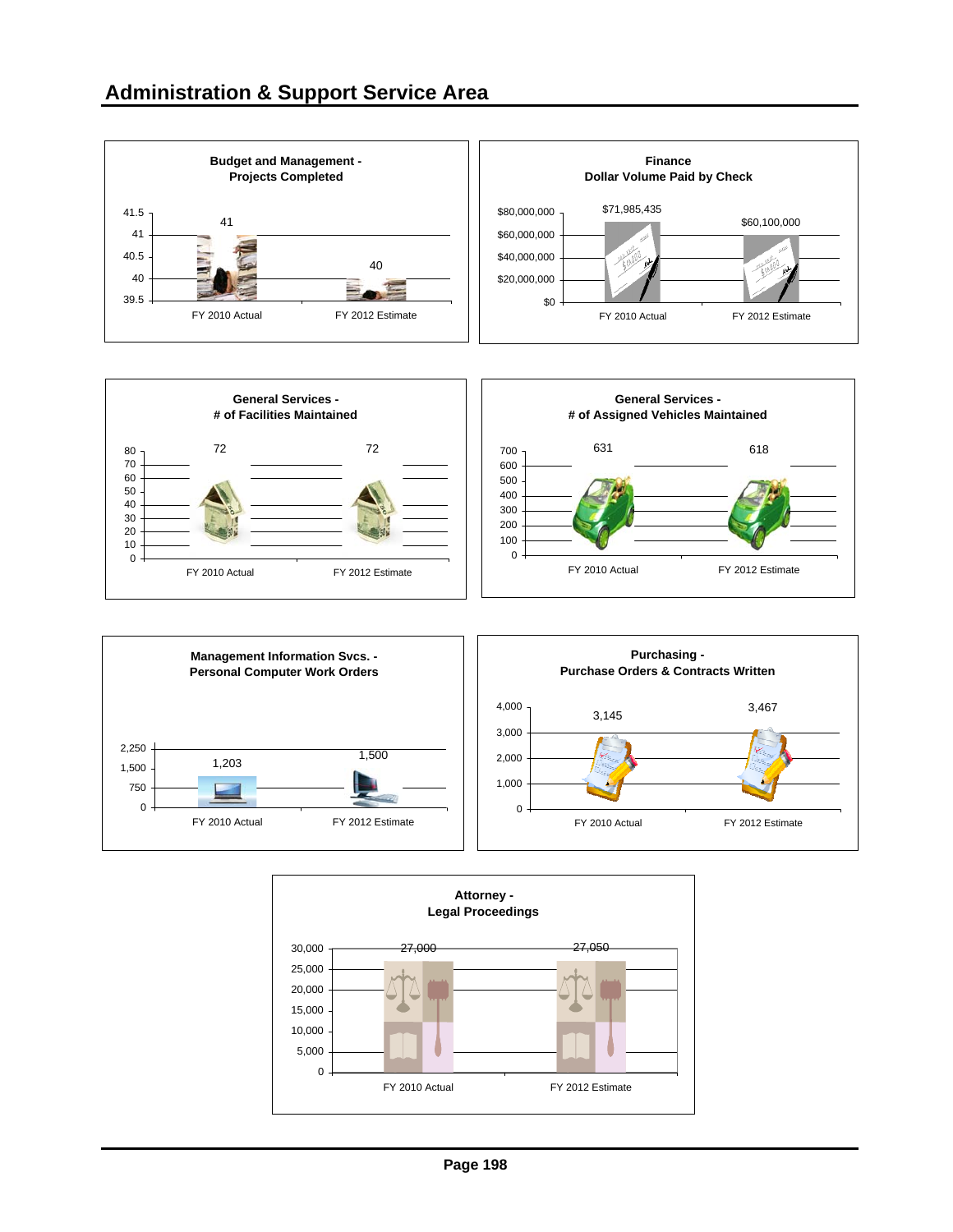# Administration & Support Service Area

**Budget and Management - Projects Completed**

| | FY 2010 Actual | FY 2012 Estimate |
|---|---|---|
| Projects Completed | 41 | 40 |

**Finance Dollar Volume Paid by Check**

| | FY 2010 Actual | FY 2012 Estimate |
|---|---|---|
| Dollar Volume Paid by Check | $71,985,435 | $60,100,000 |

**General Services - # of Facilities Maintained**

| | FY 2010 Actual | FY 2012 Estimate |
|---|---|---|
| # of Facilities Maintained | 72 | 72 |

**General Services - # of Assigned Vehicles Maintained**

| | FY 2010 Actual | FY 2012 Estimate |
|---|---|---|
| # of Assigned Vehicles Maintained | 631 | 618 |

**Management Information Svcs. - Personal Computer Work Orders**

| | FY 2010 Actual | FY 2012 Estimate |
|---|---|---|
| Personal Computer Work Orders | 1,203 | 1,500 |

**Purchasing - Purchase Orders & Contracts Written**

| | FY 2010 Actual | FY 2012 Estimate |
|---|---|---|
| Purchase Orders & Contracts Written | 3,145 | 3,467 |

**Attorney - Legal Proceedings**

| | FY 2010 Actual | FY 2012 Estimate |
|---|---|---|
| Legal Proceedings | 27,000 | 27,050 |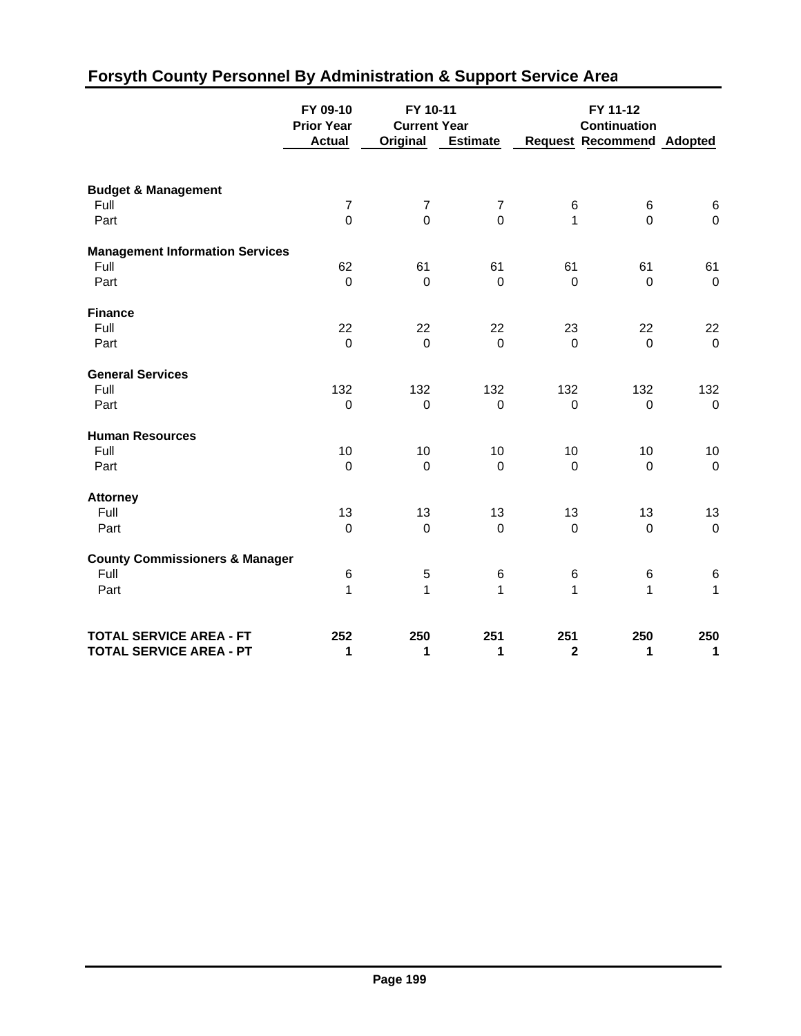## Forsyth County Personnel By Administration & Support Service Area

| | FY 09-10 Prior Year | FY 10-11 Current Year | | FY 11-12 Continuation | | |
|---|---|---|---|---|---|---|
| | Actual | Original | Estimate | Request | Recommend | Adopted |
| **Budget & Management** | | | | | | |
| Full | 7 | 7 | 7 | 6 | 6 | 6 |
| Part | 0 | 0 | 0 | 1 | 0 | 0 |
| **Management Information Services** | | | | | | |
| Full | 62 | 61 | 61 | 61 | 61 | 61 |
| Part | 0 | 0 | 0 | 0 | 0 | 0 |
| **Finance** | | | | | | |
| Full | 22 | 22 | 22 | 23 | 22 | 22 |
| Part | 0 | 0 | 0 | 0 | 0 | 0 |
| **General Services** | | | | | | |
| Full | 132 | 132 | 132 | 132 | 132 | 132 |
| Part | 0 | 0 | 0 | 0 | 0 | 0 |
| **Human Resources** | | | | | | |
| Full | 10 | 10 | 10 | 10 | 10 | 10 |
| Part | 0 | 0 | 0 | 0 | 0 | 0 |
| **Attorney** | | | | | | |
| Full | 13 | 13 | 13 | 13 | 13 | 13 |
| Part | 0 | 0 | 0 | 0 | 0 | 0 |
| **County Commissioners & Manager** | | | | | | |
| Full | 6 | 5 | 6 | 6 | 6 | 6 |
| Part | 1 | 1 | 1 | 1 | 1 | 1 |
| **TOTAL SERVICE AREA - FT** | **252** | **250** | **251** | **251** | **250** | **250** |
| **TOTAL SERVICE AREA - PT** | **1** | **1** | **1** | **2** | **1** | **1** |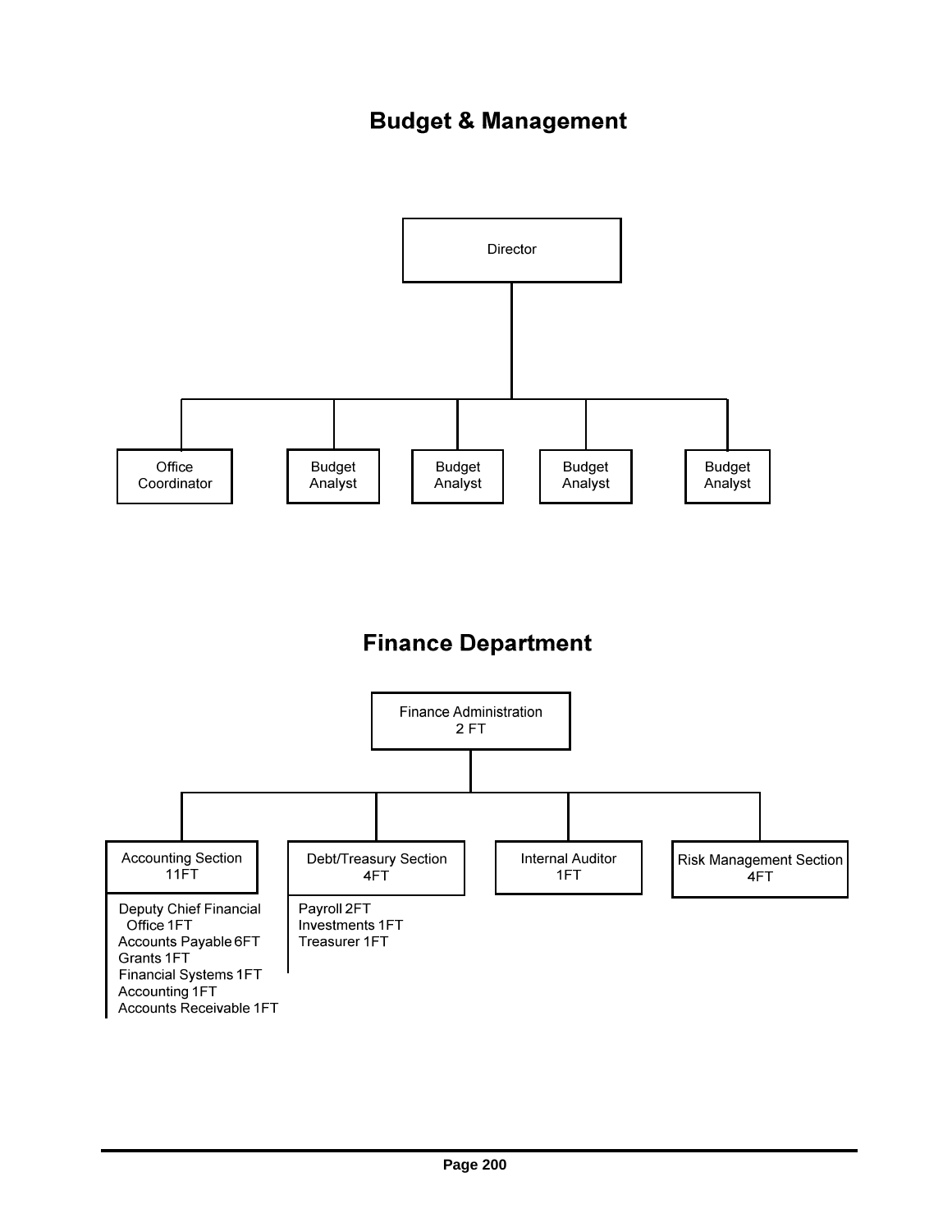# Budget & Management

- Director
  - Office Coordinator
  - Budget Analyst
  - Budget Analyst
  - Budget Analyst
  - Budget Analyst

# Finance Department

- Finance Administration 2 FT
  - Accounting Section 11FT
    - Deputy Chief Financial Office 1FT
    - Accounts Payable 6FT
    - Grants 1FT
    - Financial Systems 1FT
    - Accounting 1FT
    - Accounts Receivable 1FT
  - Debt/Treasury Section 4FT
    - Payroll 2FT
    - Investments 1FT
    - Treasurer 1FT
  - Internal Auditor 1FT
  - Risk Management Section 4FT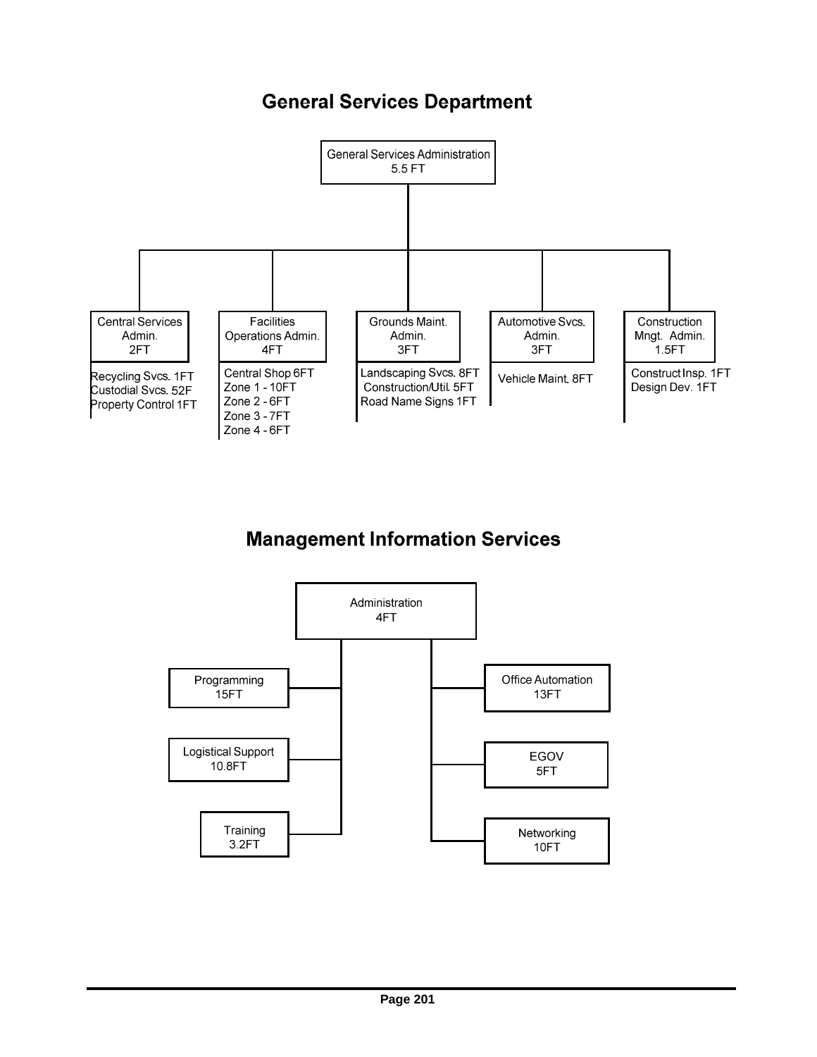# General Services Department

- **General Services Administration** 5.5 FT
  - **Central Services Admin.** 2FT
    - Recycling Svcs. 1FT
    - Custodial Svcs. 52F
    - Property Control 1FT
  - **Facilities Operations Admin.** 4FT
    - Central Shop 6FT
    - Zone 1 - 10FT
    - Zone 2 - 6FT
    - Zone 3 - 7FT
    - Zone 4 - 6FT
  - **Grounds Maint. Admin.** 3FT
    - Landscaping Svcs. 8FT
    - Construction/Util. 5FT
    - Road Name Signs 1FT
  - **Automotive Svcs. Admin.** 3FT
    - Vehicle Maint. 8FT
  - **Construction Mngt. Admin.** 1.5FT
    - Construct Insp. 1FT
    - Design Dev. 1FT

# Management Information Services

- **Administration** 4FT
  - Programming 15FT
  - Logistical Support 10.8FT
  - Training 3.2FT
  - Office Automation 13FT
  - EGOV 5FT
  - Networking 10FT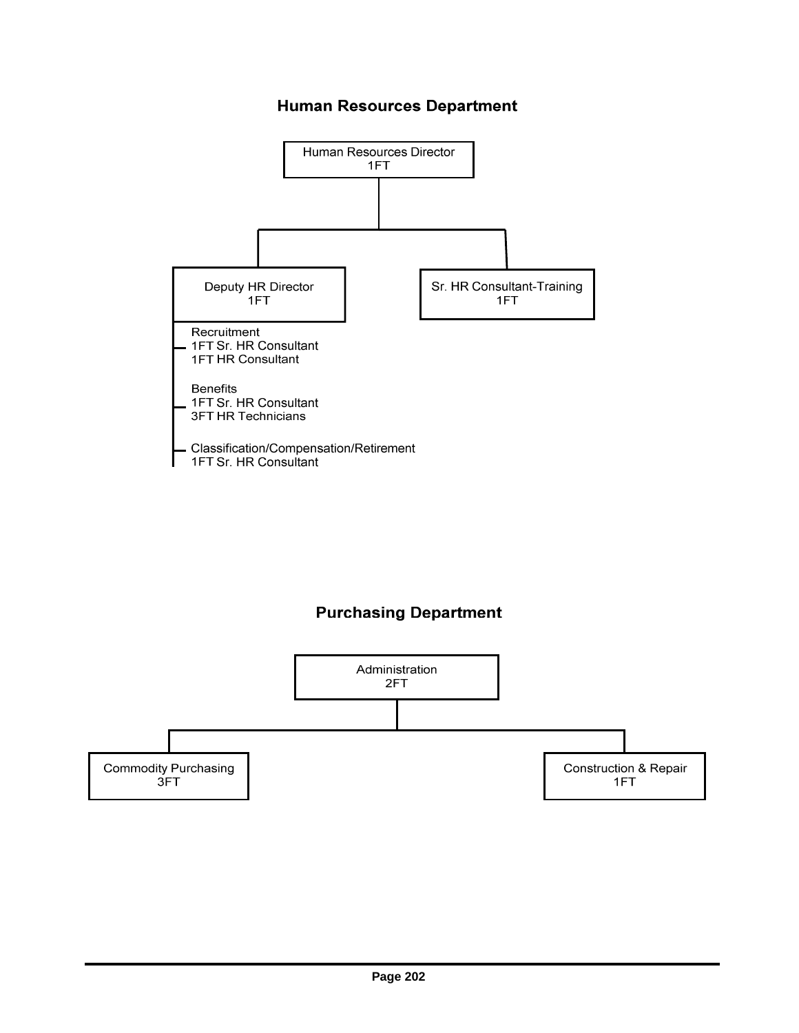## Human Resources Department

- Human Resources Director 1FT
  - Deputy HR Director 1FT
    - Recruitment
      - 1FT Sr. HR Consultant
      - 1FT HR Consultant
    - Benefits
      - 1FT Sr. HR Consultant
      - 3FT HR Technicians
    - Classification/Compensation/Retirement
      - 1FT Sr. HR Consultant
  - Sr. HR Consultant-Training 1FT

## Purchasing Department

- Administration 2FT
  - Commodity Purchasing 3FT
  - Construction & Repair 1FT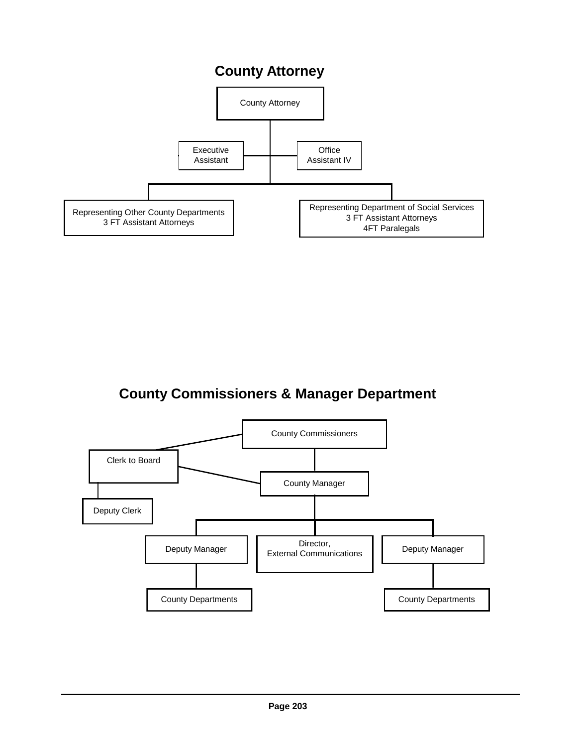## County Attorney

- County Attorney
  - Executive Assistant
  - Office Assistant IV
  - Representing Other County Departments
    3 FT Assistant Attorneys
  - Representing Department of Social Services
    3 FT Assistant Attorneys
    4FT Paralegals

## County Commissioners & Manager Department

- County Commissioners
  - Clerk to Board
    - Deputy Clerk
  - County Manager
    - Deputy Manager
      - County Departments
    - Director, External Communications
    - Deputy Manager
      - County Departments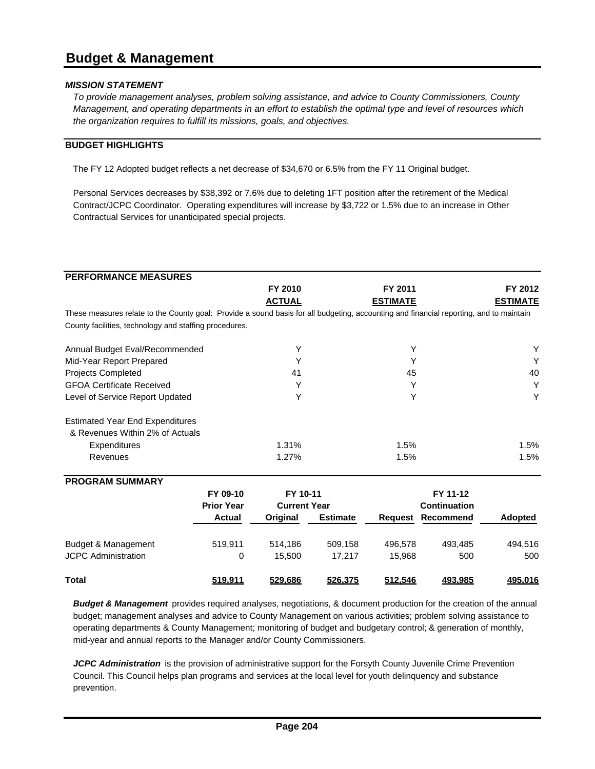# Budget & Management

### *MISSION STATEMENT*

*To provide management analyses, problem solving assistance, and advice to County Commissioners, County Management, and operating departments in an effort to establish the optimal type and level of resources which the organization requires to fulfill its missions, goals, and objectives.*

### BUDGET HIGHLIGHTS

The FY 12 Adopted budget reflects a net decrease of $34,670 or 6.5% from the FY 11 Original budget.

Personal Services decreases by $38,392 or 7.6% due to deleting 1FT position after the retirement of the Medical Contract/JCPC Coordinator. Operating expenditures will increase by $3,722 or 1.5% due to an increase in Other Contractual Services for unanticipated special projects.

### PERFORMANCE MEASURES

These measures relate to the County goal: Provide a sound basis for all budgeting, accounting and financial reporting, and to maintain County facilities, technology and staffing procedures.

| | FY 2010 ACTUAL | FY 2011 ESTIMATE | FY 2012 ESTIMATE |
|---|---|---|---|
| Annual Budget Eval/Recommended | Y | Y | Y |
| Mid-Year Report Prepared | Y | Y | Y |
| Projects Completed | 41 | 45 | 40 |
| GFOA Certificate Received | Y | Y | Y |
| Level of Service Report Updated | Y | Y | Y |
| Estimated Year End Expenditures & Revenues Within 2% of Actuals | | | |
| Expenditures | 1.31% | 1.5% | 1.5% |
| Revenues | 1.27% | 1.5% | 1.5% |

### PROGRAM SUMMARY

| | FY 09-10 Prior Year Actual | FY 10-11 Current Year Original | FY 10-11 Current Year Estimate | FY 11-12 Request | FY 11-12 Continuation Recommend | Adopted |
|---|---|---|---|---|---|---|
| Budget & Management | 519,911 | 514,186 | 509,158 | 496,578 | 493,485 | 494,516 |
| JCPC Administration | 0 | 15,500 | 17,217 | 15,968 | 500 | 500 |
| **Total** | **519,911** | **529,686** | **526,375** | **512,546** | **493,985** | **495,016** |

***Budget & Management*** provides required analyses, negotiations, & document production for the creation of the annual budget; management analyses and advice to County Management on various activities; problem solving assistance to operating departments & County Management; monitoring of budget and budgetary control; & generation of monthly, mid-year and annual reports to the Manager and/or County Commissioners.

***JCPC Administration*** is the provision of administrative support for the Forsyth County Juvenile Crime Prevention Council. This Council helps plan programs and services at the local level for youth delinquency and substance prevention.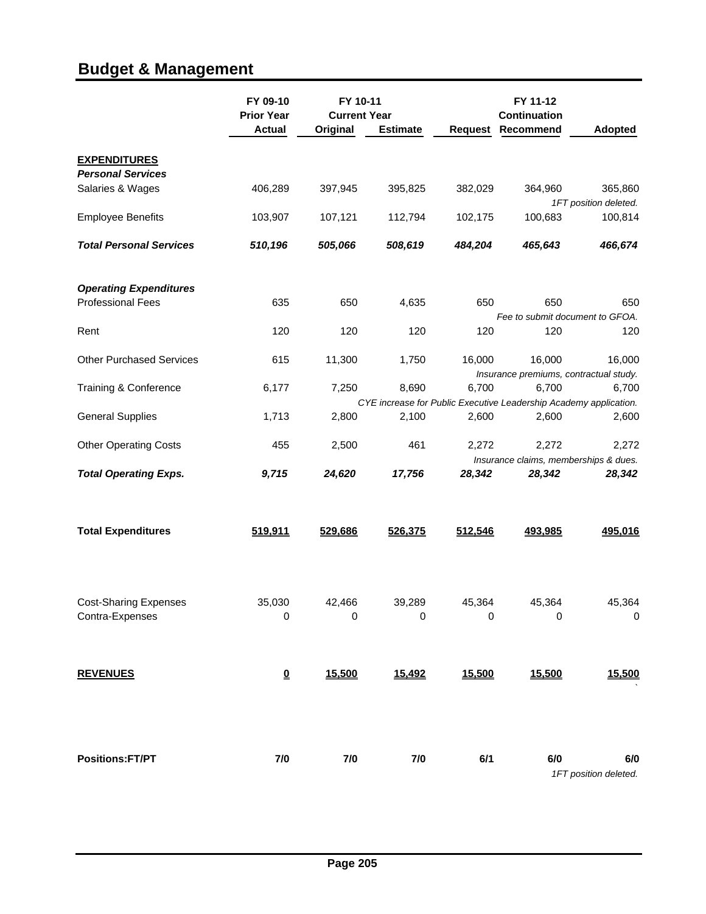## Budget & Management

| | FY 09-10 Prior Year Actual | FY 10-11 Current Year Original | FY 10-11 Current Year Estimate | FY 11-12 Request | FY 11-12 Continuation Recommend | FY 11-12 Adopted |
|---|---|---|---|---|---|---|
| **EXPENDITURES** | | | | | | |
| ***Personal Services*** | | | | | | |
| Salaries & Wages | 406,289 | 397,945 | 395,825 | 382,029 | 364,960 | 365,860 |
| | | | | | | *1FT position deleted.* |
| Employee Benefits | 103,907 | 107,121 | 112,794 | 102,175 | 100,683 | 100,814 |
| ***Total Personal Services*** | ***510,196*** | ***505,066*** | ***508,619*** | ***484,204*** | ***465,643*** | ***466,674*** |
| ***Operating Expenditures*** | | | | | | |
| Professional Fees | 635 | 650 | 4,635 | 650 | 650 | 650 |
| | | | | | *Fee to submit document to GFOA.* | |
| Rent | 120 | 120 | 120 | 120 | 120 | 120 |
| Other Purchased Services | 615 | 11,300 | 1,750 | 16,000 | 16,000 | 16,000 |
| | | | | *Insurance premiums, contractual study.* | | |
| Training & Conference | 6,177 | 7,250 | 8,690 | 6,700 | 6,700 | 6,700 |
| | | | *CYE increase for Public Executive Leadership Academy application.* | | | |
| General Supplies | 1,713 | 2,800 | 2,100 | 2,600 | 2,600 | 2,600 |
| Other Operating Costs | 455 | 2,500 | 461 | 2,272 | 2,272 | 2,272 |
| | | | | *Insurance claims, memberships & dues.* | | |
| ***Total Operating Exps.*** | ***9,715*** | ***24,620*** | ***17,756*** | ***28,342*** | ***28,342*** | ***28,342*** |
| **Total Expenditures** | **519,911** | **529,686** | **526,375** | **512,546** | **493,985** | **495,016** |
| Cost-Sharing Expenses | 35,030 | 42,466 | 39,289 | 45,364 | 45,364 | 45,364 |
| Contra-Expenses | 0 | 0 | 0 | 0 | 0 | 0 |
| **REVENUES** | **0** | **15,500** | **15,492** | **15,500** | **15,500** | **15,500** |
| **Positions:FT/PT** | **7/0** | **7/0** | **7/0** | **6/1** | **6/0** | **6/0** |
| | | | | | | *1FT position deleted.* |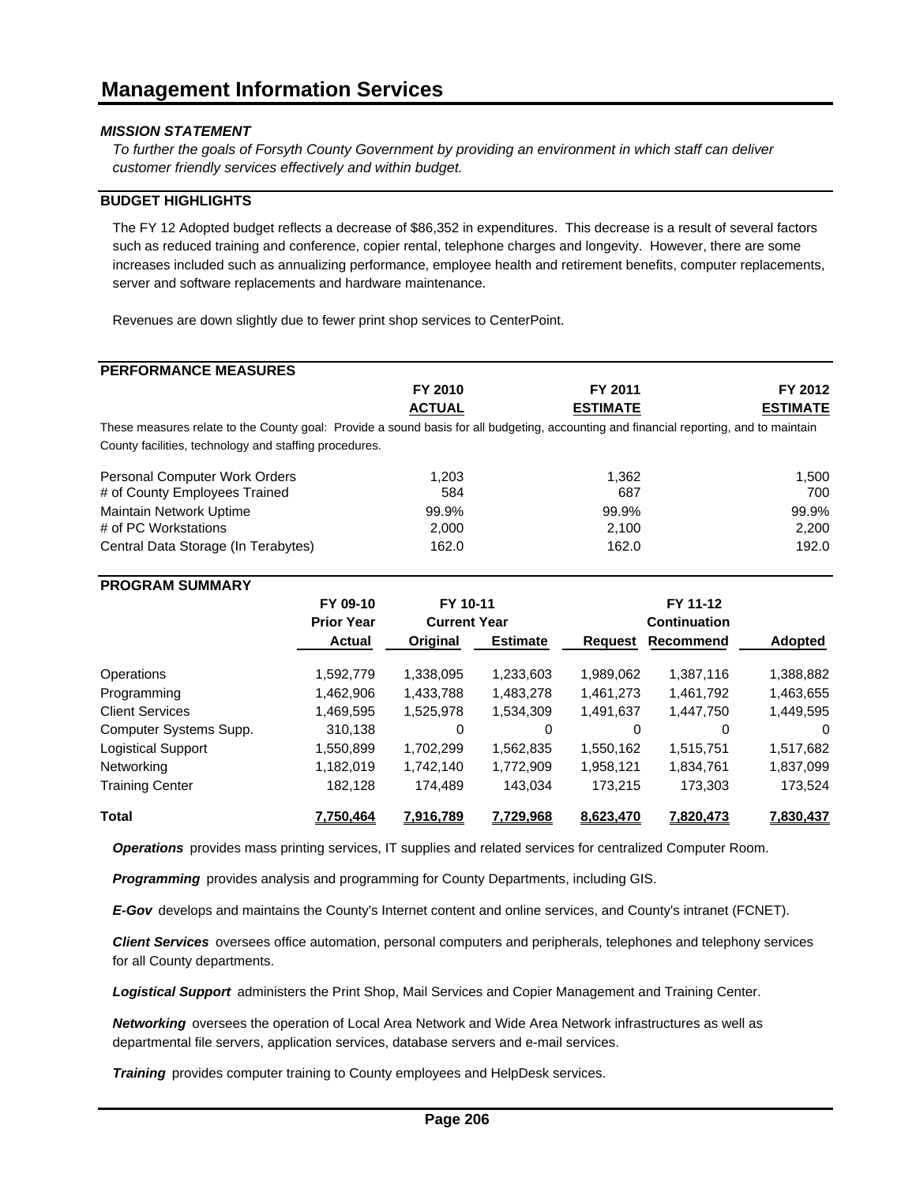# Management Information Services

***MISSION STATEMENT***

*To further the goals of Forsyth County Government by providing an environment in which staff can deliver customer friendly services effectively and within budget.*

## BUDGET HIGHLIGHTS

The FY 12 Adopted budget reflects a decrease of $86,352 in expenditures. This decrease is a result of several factors such as reduced training and conference, copier rental, telephone charges and longevity. However, there are some increases included such as annualizing performance, employee health and retirement benefits, computer replacements, server and software replacements and hardware maintenance.

Revenues are down slightly due to fewer print shop services to CenterPoint.

## PERFORMANCE MEASURES

| | FY 2010 ACTUAL | FY 2011 ESTIMATE | FY 2012 ESTIMATE |
|---|---|---|---|
| These measures relate to the County goal: Provide a sound basis for all budgeting, accounting and financial reporting, and to maintain County facilities, technology and staffing procedures. | | | |
| Personal Computer Work Orders | 1,203 | 1,362 | 1,500 |
| # of County Employees Trained | 584 | 687 | 700 |
| Maintain Network Uptime | 99.9% | 99.9% | 99.9% |
| # of PC Workstations | 2,000 | 2,100 | 2,200 |
| Central Data Storage (In Terabytes) | 162.0 | 162.0 | 192.0 |

## PROGRAM SUMMARY

| | FY 09-10 Prior Year | FY 10-11 Current Year | | FY 11-12 | | |
|---|---|---|---|---|---|---|
| | Actual | Original | Estimate | Request | Continuation Recommend | Adopted |
| Operations | 1,592,779 | 1,338,095 | 1,233,603 | 1,989,062 | 1,387,116 | 1,388,882 |
| Programming | 1,462,906 | 1,433,788 | 1,483,278 | 1,461,273 | 1,461,792 | 1,463,655 |
| Client Services | 1,469,595 | 1,525,978 | 1,534,309 | 1,491,637 | 1,447,750 | 1,449,595 |
| Computer Systems Supp. | 310,138 | 0 | 0 | 0 | 0 | 0 |
| Logistical Support | 1,550,899 | 1,702,299 | 1,562,835 | 1,550,162 | 1,515,751 | 1,517,682 |
| Networking | 1,182,019 | 1,742,140 | 1,772,909 | 1,958,121 | 1,834,761 | 1,837,099 |
| Training Center | 182,128 | 174,489 | 143,034 | 173,215 | 173,303 | 173,524 |
| **Total** | **7,750,464** | **7,916,789** | **7,729,968** | **8,623,470** | **7,820,473** | **7,830,437** |

***Operations*** provides mass printing services, IT supplies and related services for centralized Computer Room.

***Programming*** provides analysis and programming for County Departments, including GIS.

***E-Gov*** develops and maintains the County's Internet content and online services, and County's intranet (FCNET).

***Client Services*** oversees office automation, personal computers and peripherals, telephones and telephony services for all County departments.

***Logistical Support*** administers the Print Shop, Mail Services and Copier Management and Training Center.

***Networking*** oversees the operation of Local Area Network and Wide Area Network infrastructures as well as departmental file servers, application services, database servers and e-mail services.

***Training*** provides computer training to County employees and HelpDesk services.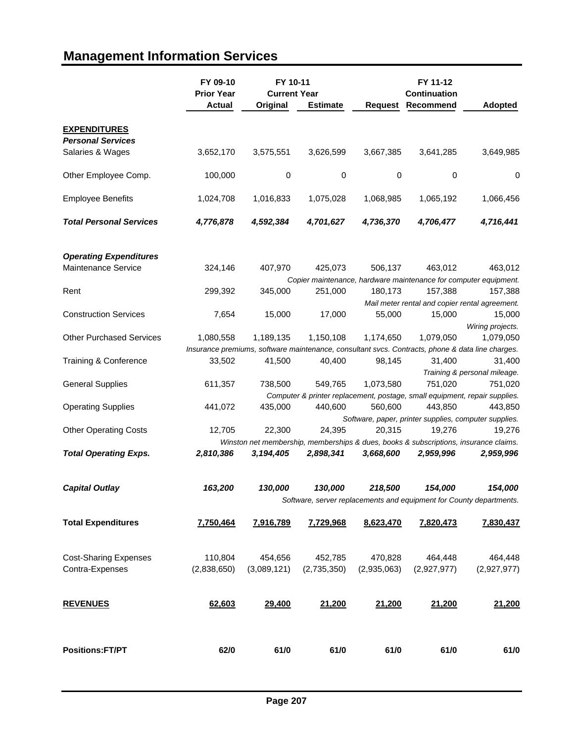# Management Information Services

| | FY 09-10 Prior Year Actual | FY 10-11 Current Year Original | FY 10-11 Current Year Estimate | FY 11-12 Request | FY 11-12 Continuation Recommend | Adopted |
|---|---|---|---|---|---|---|
| **EXPENDITURES** | | | | | | |
| ***Personal Services*** | | | | | | |
| Salaries & Wages | 3,652,170 | 3,575,551 | 3,626,599 | 3,667,385 | 3,641,285 | 3,649,985 |
| Other Employee Comp. | 100,000 | 0 | 0 | 0 | 0 | 0 |
| Employee Benefits | 1,024,708 | 1,016,833 | 1,075,028 | 1,068,985 | 1,065,192 | 1,066,456 |
| ***Total Personal Services*** | ***4,776,878*** | ***4,592,384*** | ***4,701,627*** | ***4,736,370*** | ***4,706,477*** | ***4,716,441*** |
| ***Operating Expenditures*** | | | | | | |
| Maintenance Service | 324,146 | 407,970 | 425,073 | 506,137 | 463,012 | 463,012 |
| | | | *Copier maintenance, hardware maintenance for computer equipment.* | | | |
| Rent | 299,392 | 345,000 | 251,000 | 180,173 | 157,388 | 157,388 |
| | | | | *Mail meter rental and copier rental agreement.* | | |
| Construction Services | 7,654 | 15,000 | 17,000 | 55,000 | 15,000 | 15,000 |
| | | | | | | *Wiring projects.* |
| Other Purchased Services | 1,080,558 | 1,189,135 | 1,150,108 | 1,174,650 | 1,079,050 | 1,079,050 |
| | *Insurance premiums, software maintenance, consultant svcs. Contracts, phone & data line charges.* | | | | | |
| Training & Conference | 33,502 | 41,500 | 40,400 | 98,145 | 31,400 | 31,400 |
| | | | | | *Training & personal mileage.* | |
| General Supplies | 611,357 | 738,500 | 549,765 | 1,073,580 | 751,020 | 751,020 |
| | | | *Computer & printer replacement, postage, small equipment, repair supplies.* | | | |
| Operating Supplies | 441,072 | 435,000 | 440,600 | 560,600 | 443,850 | 443,850 |
| | | | | *Software, paper, printer supplies, computer supplies.* | | |
| Other Operating Costs | 12,705 | 22,300 | 24,395 | 20,315 | 19,276 | 19,276 |
| | | *Winston net membership, memberships & dues, books & subscriptions, insurance claims.* | | | | |
| ***Total Operating Exps.*** | ***2,810,386*** | ***3,194,405*** | ***2,898,341*** | ***3,668,600*** | ***2,959,996*** | ***2,959,996*** |
| ***Capital Outlay*** | ***163,200*** | ***130,000*** | ***130,000*** | ***218,500*** | ***154,000*** | ***154,000*** |
| | | | *Software, server replacements and equipment for County departments.* | | | |
| **Total Expenditures** | **7,750,464** | **7,916,789** | **7,729,968** | **8,623,470** | **7,820,473** | **7,830,437** |
| Cost-Sharing Expenses | 110,804 | 454,656 | 452,785 | 470,828 | 464,448 | 464,448 |
| Contra-Expenses | (2,838,650) | (3,089,121) | (2,735,350) | (2,935,063) | (2,927,977) | (2,927,977) |
| **REVENUES** | **62,603** | **29,400** | **21,200** | **21,200** | **21,200** | **21,200** |
| **Positions:FT/PT** | **62/0** | **61/0** | **61/0** | **61/0** | **61/0** | **61/0** |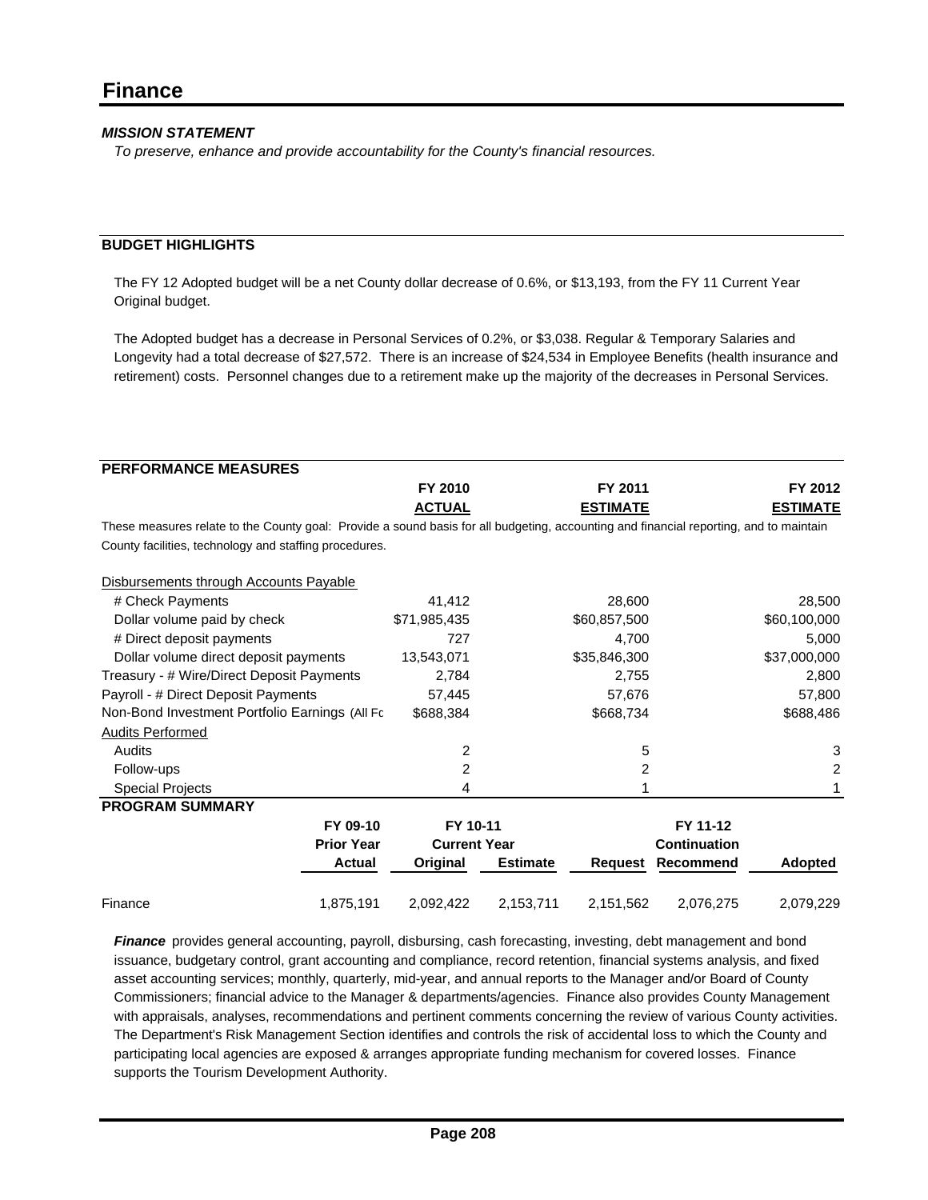# Finance

***MISSION STATEMENT***

*To preserve, enhance and provide accountability for the County's financial resources.*

**BUDGET HIGHLIGHTS**

The FY 12 Adopted budget will be a net County dollar decrease of 0.6%, or $13,193, from the FY 11 Current Year Original budget.

The Adopted budget has a decrease in Personal Services of 0.2%, or $3,038. Regular & Temporary Salaries and Longevity had a total decrease of $27,572. There is an increase of $24,534 in Employee Benefits (health insurance and retirement) costs. Personnel changes due to a retirement make up the majority of the decreases in Personal Services.

**PERFORMANCE MEASURES**

| | FY 2010 ACTUAL | FY 2011 ESTIMATE | FY 2012 ESTIMATE |
|---|---|---|---|

These measures relate to the County goal: Provide a sound basis for all budgeting, accounting and financial reporting, and to maintain County facilities, technology and staffing procedures.

| | FY 2010 ACTUAL | FY 2011 ESTIMATE | FY 2012 ESTIMATE |
|---|---|---|---|
| Disbursements through Accounts Payable | | | |
| # Check Payments | 41,412 | 28,600 | 28,500 |
| Dollar volume paid by check | $71,985,435 | $60,857,500 | $60,100,000 |
| # Direct deposit payments | 727 | 4,700 | 5,000 |
| Dollar volume direct deposit payments | 13,543,071 | $35,846,300 | $37,000,000 |
| Treasury - # Wire/Direct Deposit Payments | 2,784 | 2,755 | 2,800 |
| Payroll - # Direct Deposit Payments | 57,445 | 57,676 | 57,800 |
| Non-Bond Investment Portfolio Earnings (All Fc | $688,384 | $668,734 | $688,486 |
| Audits Performed | | | |
| Audits | 2 | 5 | 3 |
| Follow-ups | 2 | 2 | 2 |
| Special Projects | 4 | 1 | 1 |

**PROGRAM SUMMARY**

| | FY 09-10 Prior Year Actual | FY 10-11 Current Year Original | Estimate | Request | FY 11-12 Continuation Recommend | Adopted |
|---|---|---|---|---|---|---|
| Finance | 1,875,191 | 2,092,422 | 2,153,711 | 2,151,562 | 2,076,275 | 2,079,229 |

***Finance*** provides general accounting, payroll, disbursing, cash forecasting, investing, debt management and bond issuance, budgetary control, grant accounting and compliance, record retention, financial systems analysis, and fixed asset accounting services; monthly, quarterly, mid-year, and annual reports to the Manager and/or Board of County Commissioners; financial advice to the Manager & departments/agencies. Finance also provides County Management with appraisals, analyses, recommendations and pertinent comments concerning the review of various County activities. The Department's Risk Management Section identifies and controls the risk of accidental loss to which the County and participating local agencies are exposed & arranges appropriate funding mechanism for covered losses. Finance supports the Tourism Development Authority.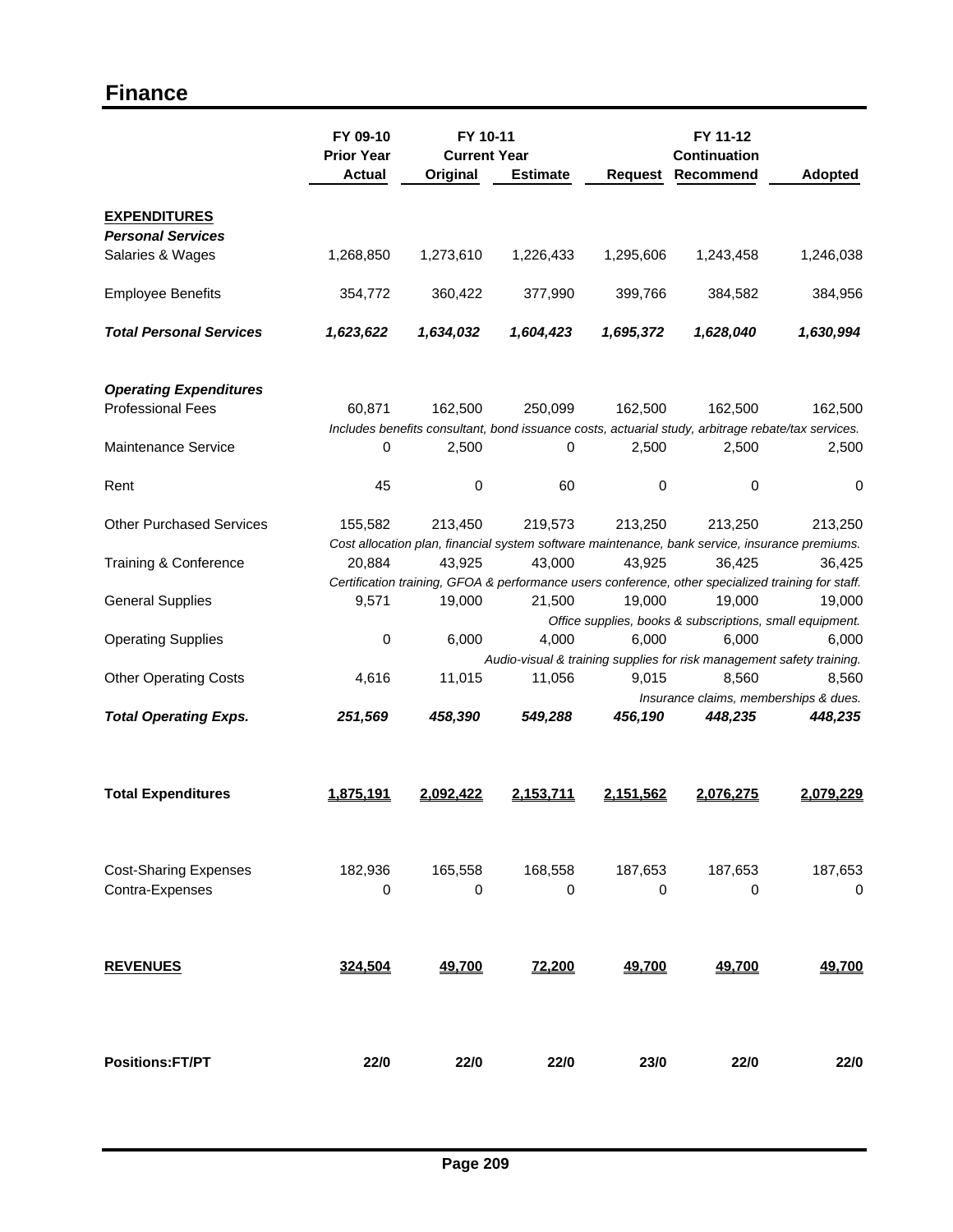# Finance

| | FY 09-10 Prior Year Actual | FY 10-11 Current Year Original | FY 10-11 Current Year Estimate | FY 11-12 Request | FY 11-12 Continuation Recommend | Adopted |
|---|---|---|---|---|---|---|
| **EXPENDITURES** | | | | | | |
| ***Personal Services*** | | | | | | |
| Salaries & Wages | 1,268,850 | 1,273,610 | 1,226,433 | 1,295,606 | 1,243,458 | 1,246,038 |
| Employee Benefits | 354,772 | 360,422 | 377,990 | 399,766 | 384,582 | 384,956 |
| ***Total Personal Services*** | ***1,623,622*** | ***1,634,032*** | ***1,604,423*** | ***1,695,372*** | ***1,628,040*** | ***1,630,994*** |
| ***Operating Expenditures*** | | | | | | |
| Professional Fees | 60,871 | 162,500 | 250,099 | 162,500 | 162,500 | 162,500 |
| | *Includes benefits consultant, bond issuance costs, actuarial study, arbitrage rebate/tax services.* | | | | | |
| Maintenance Service | 0 | 2,500 | 0 | 2,500 | 2,500 | 2,500 |
| Rent | 45 | 0 | 60 | 0 | 0 | 0 |
| Other Purchased Services | 155,582 | 213,450 | 219,573 | 213,250 | 213,250 | 213,250 |
| | *Cost allocation plan, financial system software maintenance, bank service, insurance premiums.* | | | | | |
| Training & Conference | 20,884 | 43,925 | 43,000 | 43,925 | 36,425 | 36,425 |
| | *Certification training, GFOA & performance users conference, other specialized training for staff.* | | | | | |
| General Supplies | 9,571 | 19,000 | 21,500 | 19,000 | 19,000 | 19,000 |
| | *Office supplies, books & subscriptions, small equipment.* | | | | | |
| Operating Supplies | 0 | 6,000 | 4,000 | 6,000 | 6,000 | 6,000 |
| | *Audio-visual & training supplies for risk management safety training.* | | | | | |
| Other Operating Costs | 4,616 | 11,015 | 11,056 | 9,015 | 8,560 | 8,560 |
| | *Insurance claims, memberships & dues.* | | | | | |
| ***Total Operating Exps.*** | ***251,569*** | ***458,390*** | ***549,288*** | ***456,190*** | ***448,235*** | ***448,235*** |
| **Total Expenditures** | **1,875,191** | **2,092,422** | **2,153,711** | **2,151,562** | **2,076,275** | **2,079,229** |
| Cost-Sharing Expenses | 182,936 | 165,558 | 168,558 | 187,653 | 187,653 | 187,653 |
| Contra-Expenses | 0 | 0 | 0 | 0 | 0 | 0 |
| **REVENUES** | **324,504** | **49,700** | **72,200** | **49,700** | **49,700** | **49,700** |
| **Positions:FT/PT** | **22/0** | **22/0** | **22/0** | **23/0** | **22/0** | **22/0** |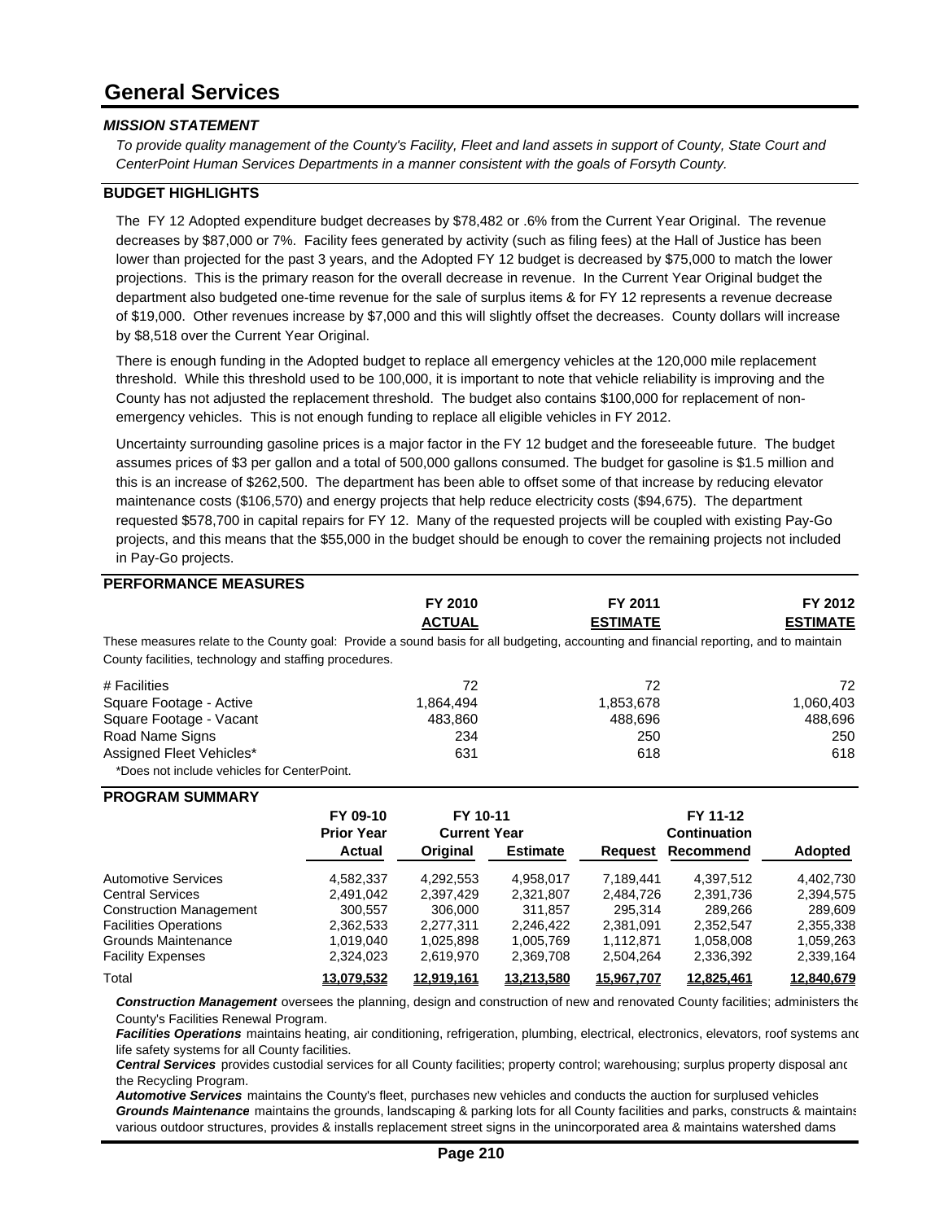# General Services

### *MISSION STATEMENT*

*To provide quality management of the County's Facility, Fleet and land assets in support of County, State Court and CenterPoint Human Services Departments in a manner consistent with the goals of Forsyth County.*

### BUDGET HIGHLIGHTS

The FY 12 Adopted expenditure budget decreases by $78,482 or .6% from the Current Year Original. The revenue decreases by $87,000 or 7%. Facility fees generated by activity (such as filing fees) at the Hall of Justice has been lower than projected for the past 3 years, and the Adopted FY 12 budget is decreased by $75,000 to match the lower projections. This is the primary reason for the overall decrease in revenue. In the Current Year Original budget the department also budgeted one-time revenue for the sale of surplus items & for FY 12 represents a revenue decrease of $19,000. Other revenues increase by $7,000 and this will slightly offset the decreases. County dollars will increase by $8,518 over the Current Year Original.

There is enough funding in the Adopted budget to replace all emergency vehicles at the 120,000 mile replacement threshold. While this threshold used to be 100,000, it is important to note that vehicle reliability is improving and the County has not adjusted the replacement threshold. The budget also contains $100,000 for replacement of non-emergency vehicles. This is not enough funding to replace all eligible vehicles in FY 2012.

Uncertainty surrounding gasoline prices is a major factor in the FY 12 budget and the foreseeable future. The budget assumes prices of $3 per gallon and a total of 500,000 gallons consumed. The budget for gasoline is $1.5 million and this is an increase of $262,500. The department has been able to offset some of that increase by reducing elevator maintenance costs ($106,570) and energy projects that help reduce electricity costs ($94,675). The department requested $578,700 in capital repairs for FY 12. Many of the requested projects will be coupled with existing Pay-Go projects, and this means that the $55,000 in the budget should be enough to cover the remaining projects not included in Pay-Go projects.

### PERFORMANCE MEASURES

These measures relate to the County goal: Provide a sound basis for all budgeting, accounting and financial reporting, and to maintain County facilities, technology and staffing procedures.

| | FY 2010 ACTUAL | FY 2011 ESTIMATE | FY 2012 ESTIMATE |
|---|---|---|---|
| # Facilities | 72 | 72 | 72 |
| Square Footage - Active | 1,864,494 | 1,853,678 | 1,060,403 |
| Square Footage - Vacant | 483,860 | 488,696 | 488,696 |
| Road Name Signs | 234 | 250 | 250 |
| Assigned Fleet Vehicles* | 631 | 618 | 618 |

*Does not include vehicles for CenterPoint.

### PROGRAM SUMMARY

| | FY 09-10 Prior Year | FY 10-11 Current Year | | FY 11-12 | | |
|---|---|---|---|---|---|---|
| | Actual | Original | Estimate | Request | Continuation Recommend | Adopted |
| Automotive Services | 4,582,337 | 4,292,553 | 4,958,017 | 7,189,441 | 4,397,512 | 4,402,730 |
| Central Services | 2,491,042 | 2,397,429 | 2,321,807 | 2,484,726 | 2,391,736 | 2,394,575 |
| Construction Management | 300,557 | 306,000 | 311,857 | 295,314 | 289,266 | 289,609 |
| Facilities Operations | 2,362,533 | 2,277,311 | 2,246,422 | 2,381,091 | 2,352,547 | 2,355,338 |
| Grounds Maintenance | 1,019,040 | 1,025,898 | 1,005,769 | 1,112,871 | 1,058,008 | 1,059,263 |
| Facility Expenses | 2,324,023 | 2,619,970 | 2,369,708 | 2,504,264 | 2,336,392 | 2,339,164 |
| Total | 13,079,532 | 12,919,161 | 13,213,580 | 15,967,707 | 12,825,461 | 12,840,679 |

***Construction Management*** oversees the planning, design and construction of new and renovated County facilities; administers the County's Facilities Renewal Program.

***Facilities Operations*** maintains heating, air conditioning, refrigeration, plumbing, electrical, electronics, elevators, roof systems and life safety systems for all County facilities.

***Central Services*** provides custodial services for all County facilities; property control; warehousing; surplus property disposal and the Recycling Program.

***Automotive Services*** maintains the County's fleet, purchases new vehicles and conducts the auction for surplused vehicles

***Grounds Maintenance*** maintains the grounds, landscaping & parking lots for all County facilities and parks, constructs & maintains various outdoor structures, provides & installs replacement street signs in the unincorporated area & maintains watershed dams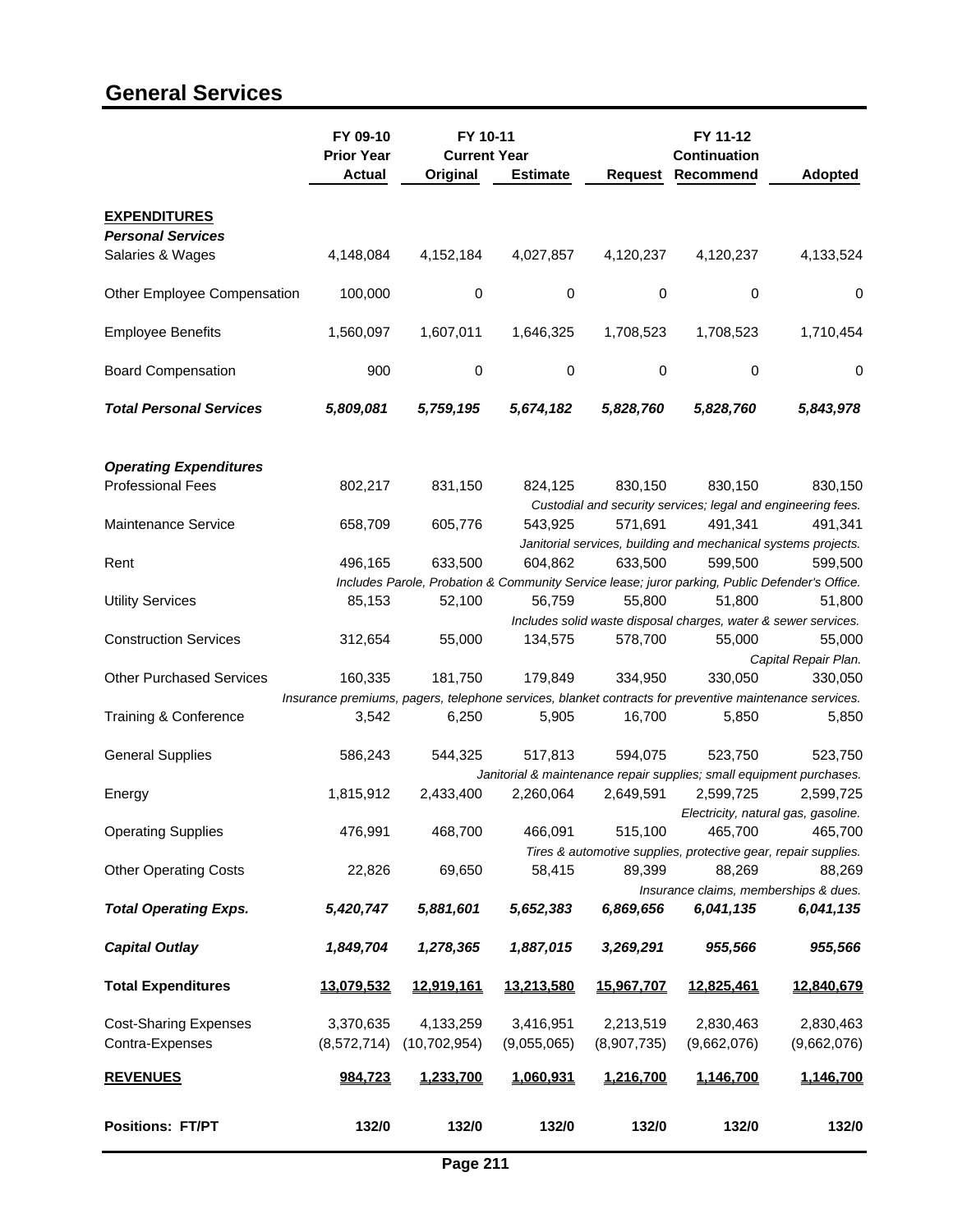# General Services

| | FY 09-10 Prior Year Actual | FY 10-11 Current Year Original | FY 10-11 Current Year Estimate | FY 11-12 Request | FY 11-12 Continuation Recommend | FY 11-12 Adopted |
|---|---|---|---|---|---|---|
| **EXPENDITURES** | | | | | | |
| ***Personal Services*** | | | | | | |
| Salaries & Wages | 4,148,084 | 4,152,184 | 4,027,857 | 4,120,237 | 4,120,237 | 4,133,524 |
| Other Employee Compensation | 100,000 | 0 | 0 | 0 | 0 | 0 |
| Employee Benefits | 1,560,097 | 1,607,011 | 1,646,325 | 1,708,523 | 1,708,523 | 1,710,454 |
| Board Compensation | 900 | 0 | 0 | 0 | 0 | 0 |
| ***Total Personal Services*** | ***5,809,081*** | ***5,759,195*** | ***5,674,182*** | ***5,828,760*** | ***5,828,760*** | ***5,843,978*** |
| ***Operating Expenditures*** | | | | | | |
| Professional Fees | 802,217 | 831,150 | 824,125 | 830,150 | 830,150 | 830,150 |
| | *Custodial and security services; legal and engineering fees.* | | | | | |
| Maintenance Service | 658,709 | 605,776 | 543,925 | 571,691 | 491,341 | 491,341 |
| | *Janitorial services, building and mechanical systems projects.* | | | | | |
| Rent | 496,165 | 633,500 | 604,862 | 633,500 | 599,500 | 599,500 |
| | *Includes Parole, Probation & Community Service lease; juror parking, Public Defender's Office.* | | | | | |
| Utility Services | 85,153 | 52,100 | 56,759 | 55,800 | 51,800 | 51,800 |
| | *Includes solid waste disposal charges, water & sewer services.* | | | | | |
| Construction Services | 312,654 | 55,000 | 134,575 | 578,700 | 55,000 | 55,000 |
| | *Capital Repair Plan.* | | | | | |
| Other Purchased Services | 160,335 | 181,750 | 179,849 | 334,950 | 330,050 | 330,050 |
| | *Insurance premiums, pagers, telephone services, blanket contracts for preventive maintenance services.* | | | | | |
| Training & Conference | 3,542 | 6,250 | 5,905 | 16,700 | 5,850 | 5,850 |
| General Supplies | 586,243 | 544,325 | 517,813 | 594,075 | 523,750 | 523,750 |
| | *Janitorial & maintenance repair supplies; small equipment purchases.* | | | | | |
| Energy | 1,815,912 | 2,433,400 | 2,260,064 | 2,649,591 | 2,599,725 | 2,599,725 |
| | *Electricity, natural gas, gasoline.* | | | | | |
| Operating Supplies | 476,991 | 468,700 | 466,091 | 515,100 | 465,700 | 465,700 |
| | *Tires & automotive supplies, protective gear, repair supplies.* | | | | | |
| Other Operating Costs | 22,826 | 69,650 | 58,415 | 89,399 | 88,269 | 88,269 |
| | *Insurance claims, memberships & dues.* | | | | | |
| ***Total Operating Exps.*** | ***5,420,747*** | ***5,881,601*** | ***5,652,383*** | ***6,869,656*** | ***6,041,135*** | ***6,041,135*** |
| ***Capital Outlay*** | ***1,849,704*** | ***1,278,365*** | ***1,887,015*** | ***3,269,291*** | ***955,566*** | ***955,566*** |
| **Total Expenditures** | **13,079,532** | **12,919,161** | **13,213,580** | **15,967,707** | **12,825,461** | **12,840,679** |
| Cost-Sharing Expenses | 3,370,635 | 4,133,259 | 3,416,951 | 2,213,519 | 2,830,463 | 2,830,463 |
| Contra-Expenses | (8,572,714) | (10,702,954) | (9,055,065) | (8,907,735) | (9,662,076) | (9,662,076) |
| **REVENUES** | **984,723** | **1,233,700** | **1,060,931** | **1,216,700** | **1,146,700** | **1,146,700** |
| **Positions: FT/PT** | **132/0** | **132/0** | **132/0** | **132/0** | **132/0** | **132/0** |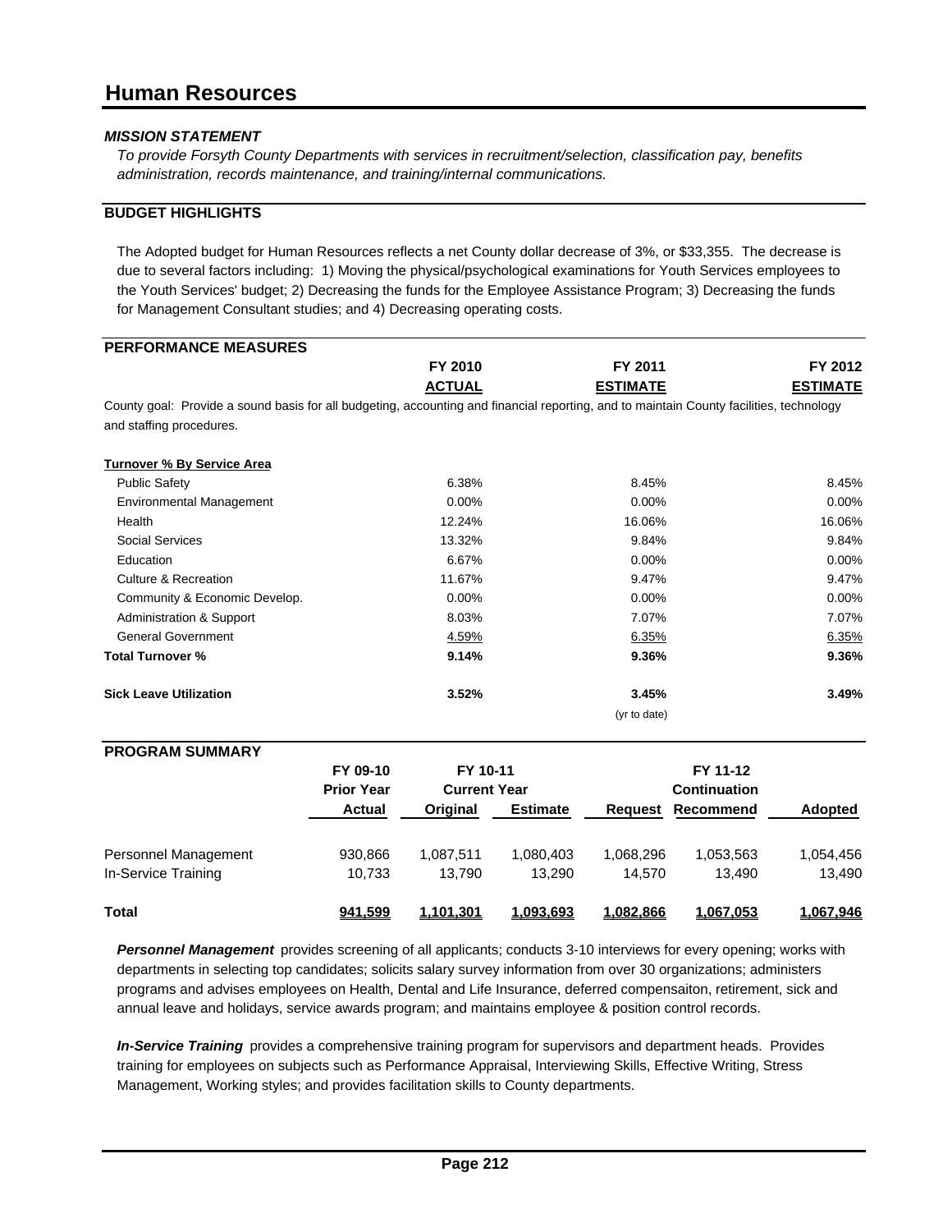# Human Resources

***MISSION STATEMENT***

*To provide Forsyth County Departments with services in recruitment/selection, classification pay, benefits administration, records maintenance, and training/internal communications.*

## BUDGET HIGHLIGHTS

The Adopted budget for Human Resources reflects a net County dollar decrease of 3%, or $33,355. The decrease is due to several factors including: 1) Moving the physical/psychological examinations for Youth Services employees to the Youth Services' budget; 2) Decreasing the funds for the Employee Assistance Program; 3) Decreasing the funds for Management Consultant studies; and 4) Decreasing operating costs.

## PERFORMANCE MEASURES

| | FY 2010 ACTUAL | FY 2011 ESTIMATE | FY 2012 ESTIMATE |
|---|---|---|---|
| County goal: Provide a sound basis for all budgeting, accounting and financial reporting, and to maintain County facilities, technology and staffing procedures. | | | |
| **Turnover % By Service Area** | | | |
| Public Safety | 6.38% | 8.45% | 8.45% |
| Environmental Management | 0.00% | 0.00% | 0.00% |
| Health | 12.24% | 16.06% | 16.06% |
| Social Services | 13.32% | 9.84% | 9.84% |
| Education | 6.67% | 0.00% | 0.00% |
| Culture & Recreation | 11.67% | 9.47% | 9.47% |
| Community & Economic Develop. | 0.00% | 0.00% | 0.00% |
| Administration & Support | 8.03% | 7.07% | 7.07% |
| General Government | 4.59% | 6.35% | 6.35% |
| **Total Turnover %** | **9.14%** | **9.36%** | **9.36%** |
| **Sick Leave Utilization** | **3.52%** | **3.45%** (yr to date) | **3.49%** |

## PROGRAM SUMMARY

| | FY 09-10 Prior Year Actual | FY 10-11 Current Year Original | FY 10-11 Current Year Estimate | Request | FY 11-12 Continuation Recommend | Adopted |
|---|---|---|---|---|---|---|
| Personnel Management | 930,866 | 1,087,511 | 1,080,403 | 1,068,296 | 1,053,563 | 1,054,456 |
| In-Service Training | 10,733 | 13,790 | 13,290 | 14,570 | 13,490 | 13,490 |
| **Total** | **941,599** | **1,101,301** | **1,093,693** | **1,082,866** | **1,067,053** | **1,067,946** |

***Personnel Management*** provides screening of all applicants; conducts 3-10 interviews for every opening; works with departments in selecting top candidates; solicits salary survey information from over 30 organizations; administers programs and advises employees on Health, Dental and Life Insurance, deferred compensaiton, retirement, sick and annual leave and holidays, service awards program; and maintains employee & position control records.

***In-Service Training*** provides a comprehensive training program for supervisors and department heads. Provides training for employees on subjects such as Performance Appraisal, Interviewing Skills, Effective Writing, Stress Management, Working styles; and provides facilitation skills to County departments.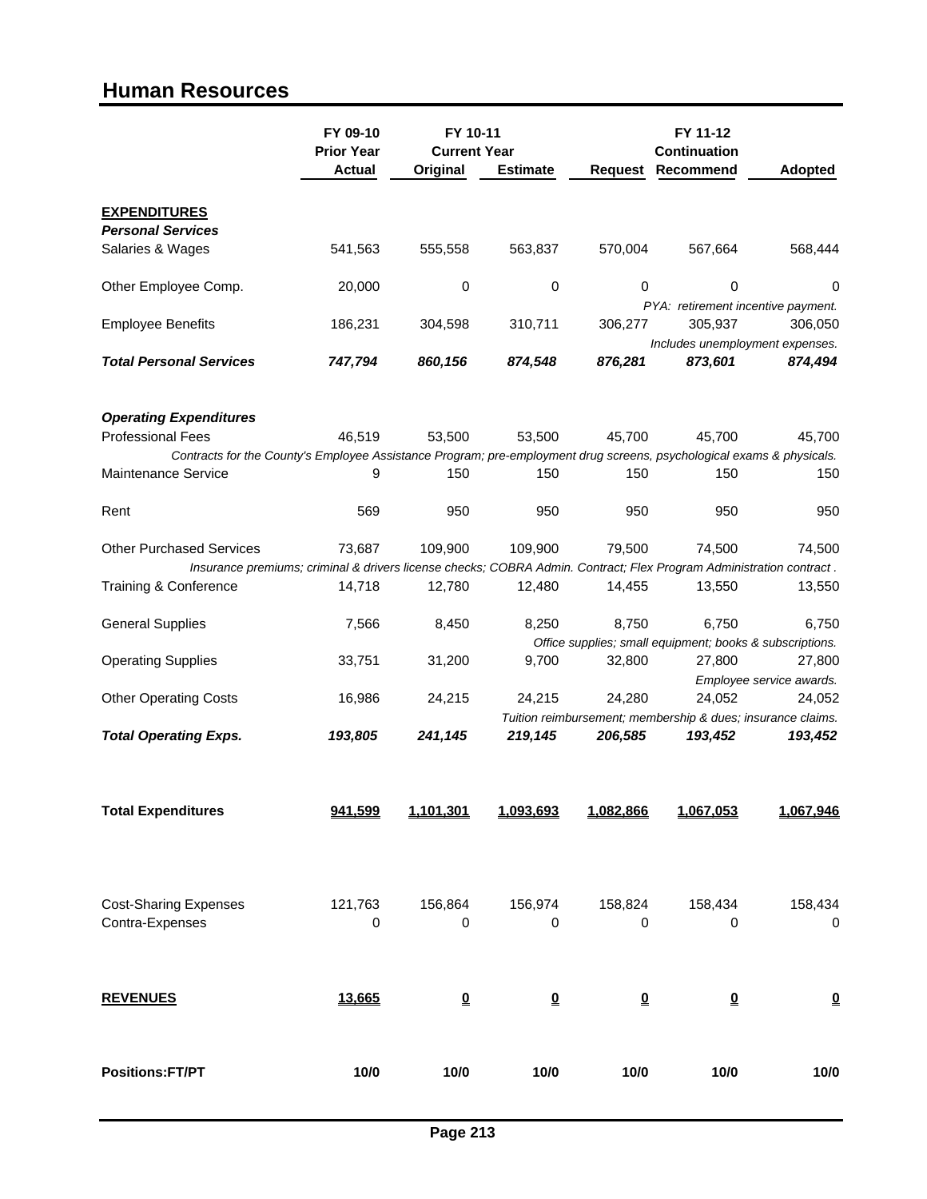# Human Resources

| | FY 09-10 Prior Year | FY 10-11 Current Year | | FY 11-12 | | |
|---|---|---|---|---|---|---|
| | Actual | Original | Estimate | Request | Continuation Recommend | Adopted |
| **EXPENDITURES** | | | | | | |
| ***Personal Services*** | | | | | | |
| Salaries & Wages | 541,563 | 555,558 | 563,837 | 570,004 | 567,664 | 568,444 |
| Other Employee Comp. | 20,000 | 0 | 0 | 0 | 0 | 0 |
| *PYA: retirement incentive payment.* | | | | | | |
| Employee Benefits | 186,231 | 304,598 | 310,711 | 306,277 | 305,937 | 306,050 |
| *Includes unemployment expenses.* | | | | | | |
| ***Total Personal Services*** | ***747,794*** | ***860,156*** | ***874,548*** | ***876,281*** | ***873,601*** | ***874,494*** |
| ***Operating Expenditures*** | | | | | | |
| Professional Fees | 46,519 | 53,500 | 53,500 | 45,700 | 45,700 | 45,700 |
| *Contracts for the County's Employee Assistance Program; pre-employment drug screens, psychological exams & physicals.* | | | | | | |
| Maintenance Service | 9 | 150 | 150 | 150 | 150 | 150 |
| Rent | 569 | 950 | 950 | 950 | 950 | 950 |
| Other Purchased Services | 73,687 | 109,900 | 109,900 | 79,500 | 74,500 | 74,500 |
| *Insurance premiums; criminal & drivers license checks; COBRA Admin. Contract; Flex Program Administration contract .* | | | | | | |
| Training & Conference | 14,718 | 12,780 | 12,480 | 14,455 | 13,550 | 13,550 |
| General Supplies | 7,566 | 8,450 | 8,250 | 8,750 | 6,750 | 6,750 |
| *Office supplies; small equipment; books & subscriptions.* | | | | | | |
| Operating Supplies | 33,751 | 31,200 | 9,700 | 32,800 | 27,800 | 27,800 |
| *Employee service awards.* | | | | | | |
| Other Operating Costs | 16,986 | 24,215 | 24,215 | 24,280 | 24,052 | 24,052 |
| *Tuition reimbursement; membership & dues; insurance claims.* | | | | | | |
| ***Total Operating Exps.*** | ***193,805*** | ***241,145*** | ***219,145*** | ***206,585*** | ***193,452*** | ***193,452*** |
| **Total Expenditures** | **941,599** | **1,101,301** | **1,093,693** | **1,082,866** | **1,067,053** | **1,067,946** |
| Cost-Sharing Expenses | 121,763 | 156,864 | 156,974 | 158,824 | 158,434 | 158,434 |
| Contra-Expenses | 0 | 0 | 0 | 0 | 0 | 0 |
| **REVENUES** | **13,665** | **0** | **0** | **0** | **0** | **0** |
| **Positions:FT/PT** | **10/0** | **10/0** | **10/0** | **10/0** | **10/0** | **10/0** |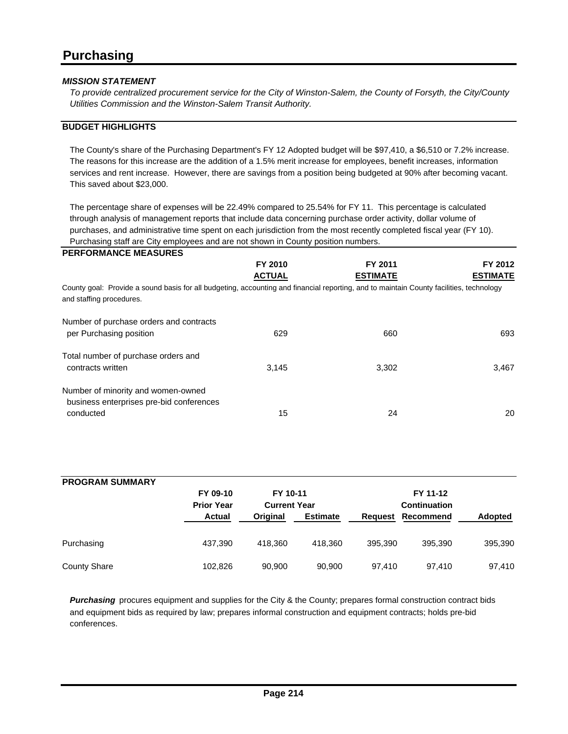# Purchasing

***MISSION STATEMENT***

*To provide centralized procurement service for the City of Winston-Salem, the County of Forsyth, the City/County Utilities Commission and the Winston-Salem Transit Authority.*

**BUDGET HIGHLIGHTS**

The County's share of the Purchasing Department's FY 12 Adopted budget will be $97,410, a $6,510 or 7.2% increase. The reasons for this increase are the addition of a 1.5% merit increase for employees, benefit increases, information services and rent increase. However, there are savings from a position being budgeted at 90% after becoming vacant. This saved about $23,000.

The percentage share of expenses will be 22.49% compared to 25.54% for FY 11. This percentage is calculated through analysis of management reports that include data concerning purchase order activity, dollar volume of purchases, and administrative time spent on each jurisdiction from the most recently completed fiscal year (FY 10). Purchasing staff are City employees and are not shown in County position numbers.

**PERFORMANCE MEASURES**

| | FY 2010 ACTUAL | FY 2011 ESTIMATE | FY 2012 ESTIMATE |
|---|---|---|---|
| County goal: Provide a sound basis for all budgeting, accounting and financial reporting, and to maintain County facilities, technology and staffing procedures. | | | |
| Number of purchase orders and contracts per Purchasing position | 629 | 660 | 693 |
| Total number of purchase orders and contracts written | 3,145 | 3,302 | 3,467 |
| Number of minority and women-owned business enterprises pre-bid conferences conducted | 15 | 24 | 20 |

**PROGRAM SUMMARY**

| | FY 09-10 Prior Year Actual | FY 10-11 Current Year Original | FY 10-11 Current Year Estimate | FY 11-12 Request | FY 11-12 Continuation Recommend | Adopted |
|---|---|---|---|---|---|---|
| Purchasing | 437,390 | 418,360 | 418,360 | 395,390 | 395,390 | 395,390 |
| County Share | 102,826 | 90,900 | 90,900 | 97,410 | 97,410 | 97,410 |

***Purchasing*** procures equipment and supplies for the City & the County; prepares formal construction contract bids and equipment bids as required by law; prepares informal construction and equipment contracts; holds pre-bid conferences.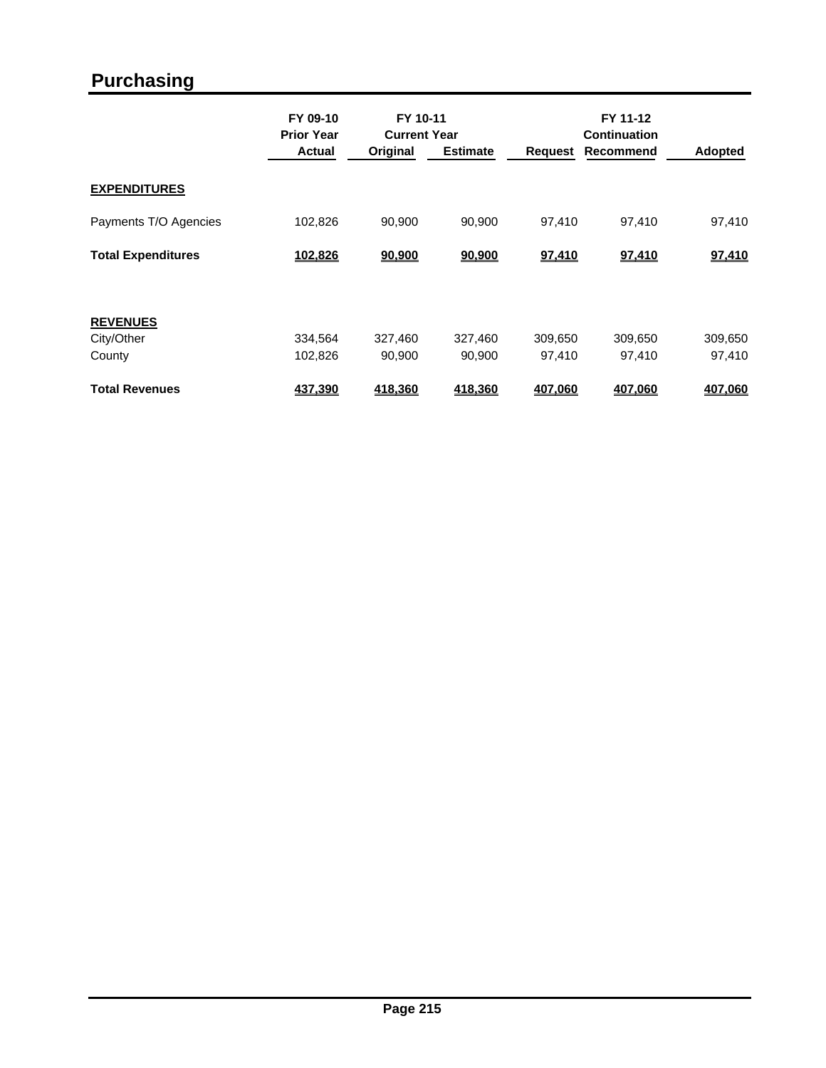# Purchasing

| | FY 09-10 Prior Year Actual | FY 10-11 Current Year Original | Estimate | Request | FY 11-12 Continuation Recommend | Adopted |
|---|---|---|---|---|---|---|
| **EXPENDITURES** | | | | | | |
| Payments T/O Agencies | 102,826 | 90,900 | 90,900 | 97,410 | 97,410 | 97,410 |
| **Total Expenditures** | **102,826** | **90,900** | **90,900** | **97,410** | **97,410** | **97,410** |
| **REVENUES** | | | | | | |
| City/Other | 334,564 | 327,460 | 327,460 | 309,650 | 309,650 | 309,650 |
| County | 102,826 | 90,900 | 90,900 | 97,410 | 97,410 | 97,410 |
| **Total Revenues** | **437,390** | **418,360** | **418,360** | **407,060** | **407,060** | **407,060** |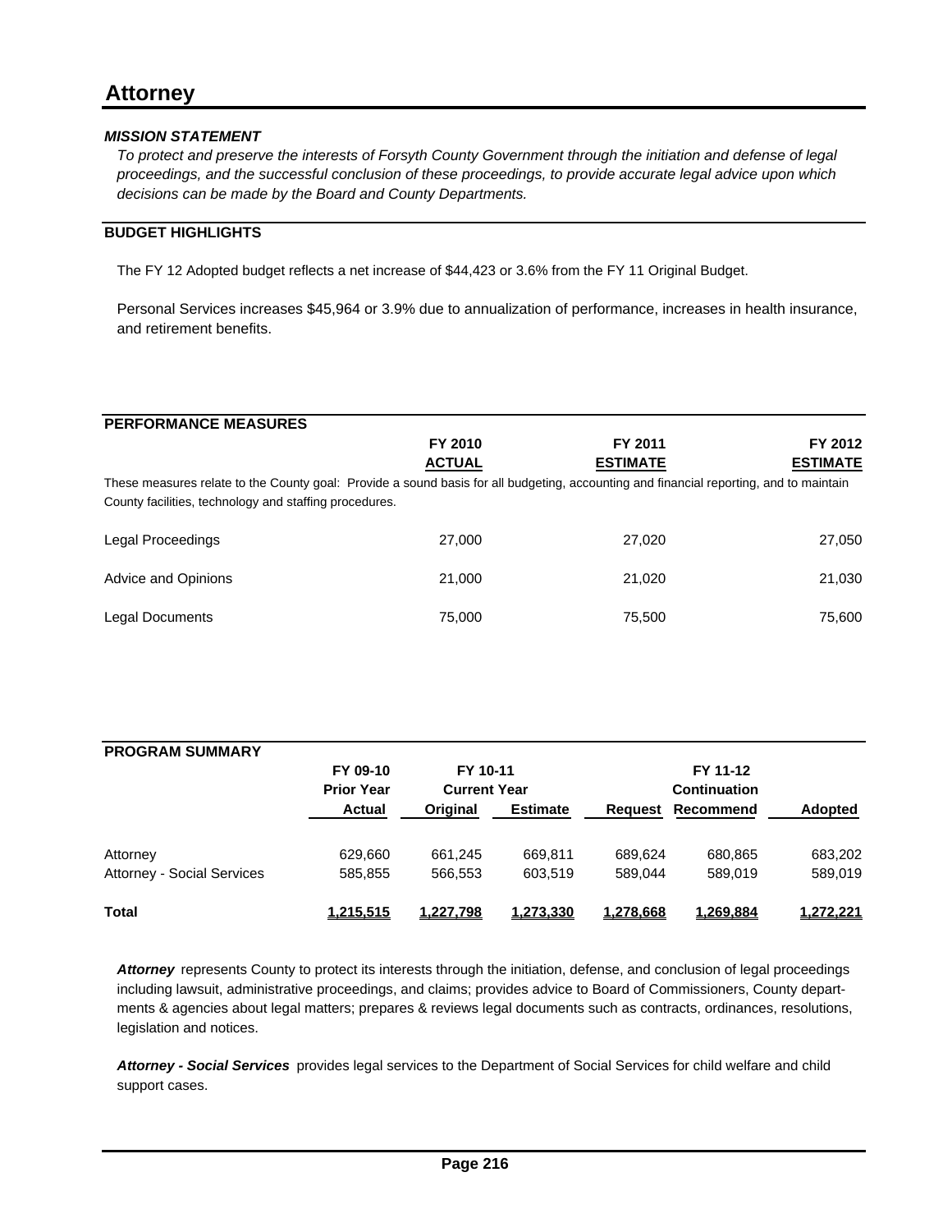# Attorney

***MISSION STATEMENT***

*To protect and preserve the interests of Forsyth County Government through the initiation and defense of legal proceedings, and the successful conclusion of these proceedings, to provide accurate legal advice upon which decisions can be made by the Board and County Departments.*

## BUDGET HIGHLIGHTS

The FY 12 Adopted budget reflects a net increase of $44,423 or 3.6% from the FY 11 Original Budget.

Personal Services increases $45,964 or 3.9% due to annualization of performance, increases in health insurance, and retirement benefits.

## PERFORMANCE MEASURES

These measures relate to the County goal: Provide a sound basis for all budgeting, accounting and financial reporting, and to maintain County facilities, technology and staffing procedures.

| | FY 2010 ACTUAL | FY 2011 ESTIMATE | FY 2012 ESTIMATE |
|---|---|---|---|
| Legal Proceedings | 27,000 | 27,020 | 27,050 |
| Advice and Opinions | 21,000 | 21,020 | 21,030 |
| Legal Documents | 75,000 | 75,500 | 75,600 |

## PROGRAM SUMMARY

| | FY 09-10 Prior Year | FY 10-11 Current Year | | FY 11-12 Continuation | | |
|---|---|---|---|---|---|---|
| | Actual | Original | Estimate | Request | Recommend | Adopted |
| Attorney | 629,660 | 661,245 | 669,811 | 689,624 | 680,865 | 683,202 |
| Attorney - Social Services | 585,855 | 566,553 | 603,519 | 589,044 | 589,019 | 589,019 |
| **Total** | **1,215,515** | **1,227,798** | **1,273,330** | **1,278,668** | **1,269,884** | **1,272,221** |

***Attorney*** represents County to protect its interests through the initiation, defense, and conclusion of legal proceedings including lawsuit, administrative proceedings, and claims; provides advice to Board of Commissioners, County departments & agencies about legal matters; prepares & reviews legal documents such as contracts, ordinances, resolutions, legislation and notices.

***Attorney - Social Services*** provides legal services to the Department of Social Services for child welfare and child support cases.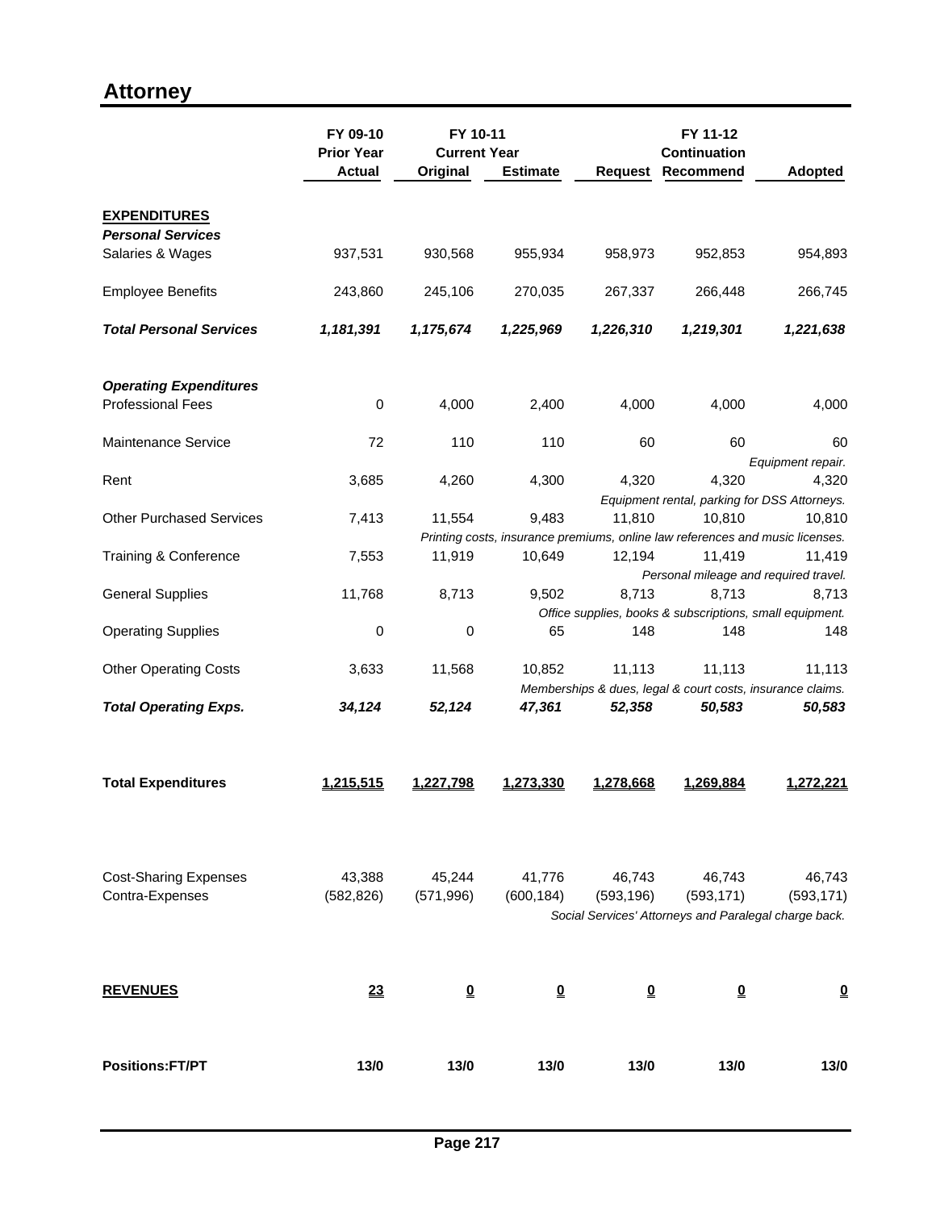# Attorney

| | FY 09-10 Prior Year Actual | FY 10-11 Current Year Original | FY 10-11 Current Year Estimate | FY 11-12 Request | FY 11-12 Continuation Recommend | FY 11-12 Adopted |
|---|---|---|---|---|---|---|
| **EXPENDITURES** | | | | | | |
| ***Personal Services*** | | | | | | |
| Salaries & Wages | 937,531 | 930,568 | 955,934 | 958,973 | 952,853 | 954,893 |
| Employee Benefits | 243,860 | 245,106 | 270,035 | 267,337 | 266,448 | 266,745 |
| ***Total Personal Services*** | ***1,181,391*** | ***1,175,674*** | ***1,225,969*** | ***1,226,310*** | ***1,219,301*** | ***1,221,638*** |
| ***Operating Expenditures*** | | | | | | |
| Professional Fees | 0 | 4,000 | 2,400 | 4,000 | 4,000 | 4,000 |
| Maintenance Service | 72 | 110 | 110 | 60 | 60 | 60 |
| | | | | | | *Equipment repair.* |
| Rent | 3,685 | 4,260 | 4,300 | 4,320 | 4,320 | 4,320 |
| | | | | *Equipment rental, parking for DSS Attorneys.* | | |
| Other Purchased Services | 7,413 | 11,554 | 9,483 | 11,810 | 10,810 | 10,810 |
| | | *Printing costs, insurance premiums, online law references and music licenses.* | | | | |
| Training & Conference | 7,553 | 11,919 | 10,649 | 12,194 | 11,419 | 11,419 |
| | | | | | *Personal mileage and required travel.* | |
| General Supplies | 11,768 | 8,713 | 9,502 | 8,713 | 8,713 | 8,713 |
| | | | | *Office supplies, books & subscriptions, small equipment.* | | |
| Operating Supplies | 0 | 0 | 65 | 148 | 148 | 148 |
| Other Operating Costs | 3,633 | 11,568 | 10,852 | 11,113 | 11,113 | 11,113 |
| | | | *Memberships & dues, legal & court costs, insurance claims.* | | | |
| ***Total Operating Exps.*** | ***34,124*** | ***52,124*** | ***47,361*** | ***52,358*** | ***50,583*** | ***50,583*** |
| **Total Expenditures** | **1,215,515** | **1,227,798** | **1,273,330** | **1,278,668** | **1,269,884** | **1,272,221** |
| Cost-Sharing Expenses | 43,388 | 45,244 | 41,776 | 46,743 | 46,743 | 46,743 |
| Contra-Expenses | (582,826) | (571,996) | (600,184) | (593,196) | (593,171) | (593,171) |
| | | | | *Social Services' Attorneys and Paralegal charge back.* | | |
| **REVENUES** | **23** | **0** | **0** | **0** | **0** | **0** |
| **Positions:FT/PT** | **13/0** | **13/0** | **13/0** | **13/0** | **13/0** | **13/0** |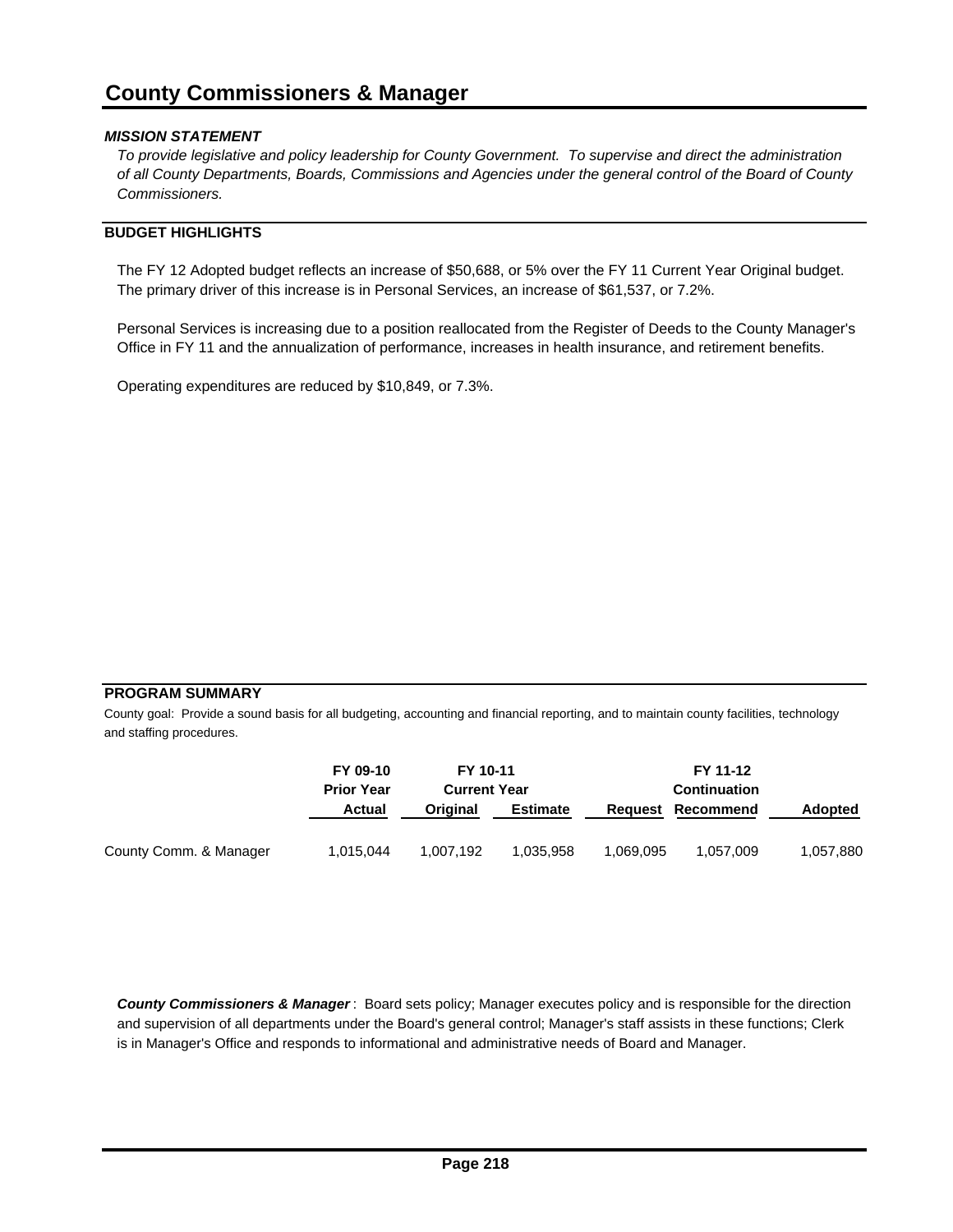# County Commissioners & Manager

### *MISSION STATEMENT*

*To provide legislative and policy leadership for County Government. To supervise and direct the administration of all County Departments, Boards, Commissions and Agencies under the general control of the Board of County Commissioners.*

### BUDGET HIGHLIGHTS

The FY 12 Adopted budget reflects an increase of $50,688, or 5% over the FY 11 Current Year Original budget. The primary driver of this increase is in Personal Services, an increase of $61,537, or 7.2%.

Personal Services is increasing due to a position reallocated from the Register of Deeds to the County Manager's Office in FY 11 and the annualization of performance, increases in health insurance, and retirement benefits.

Operating expenditures are reduced by $10,849, or 7.3%.

### PROGRAM SUMMARY

County goal: Provide a sound basis for all budgeting, accounting and financial reporting, and to maintain county facilities, technology and staffing procedures.

| | FY 09-10 | FY 10-11 | | FY 11-12 | | |
|---|---|---|---|---|---|---|
| | Prior Year | Current Year | | | Continuation | |
| | Actual | Original | Estimate | Request | Recommend | Adopted |
| County Comm. & Manager | 1,015,044 | 1,007,192 | 1,035,958 | 1,069,095 | 1,057,009 | 1,057,880 |

***County Commissioners & Manager*** : Board sets policy; Manager executes policy and is responsible for the direction and supervision of all departments under the Board's general control; Manager's staff assists in these functions; Clerk is in Manager's Office and responds to informational and administrative needs of Board and Manager.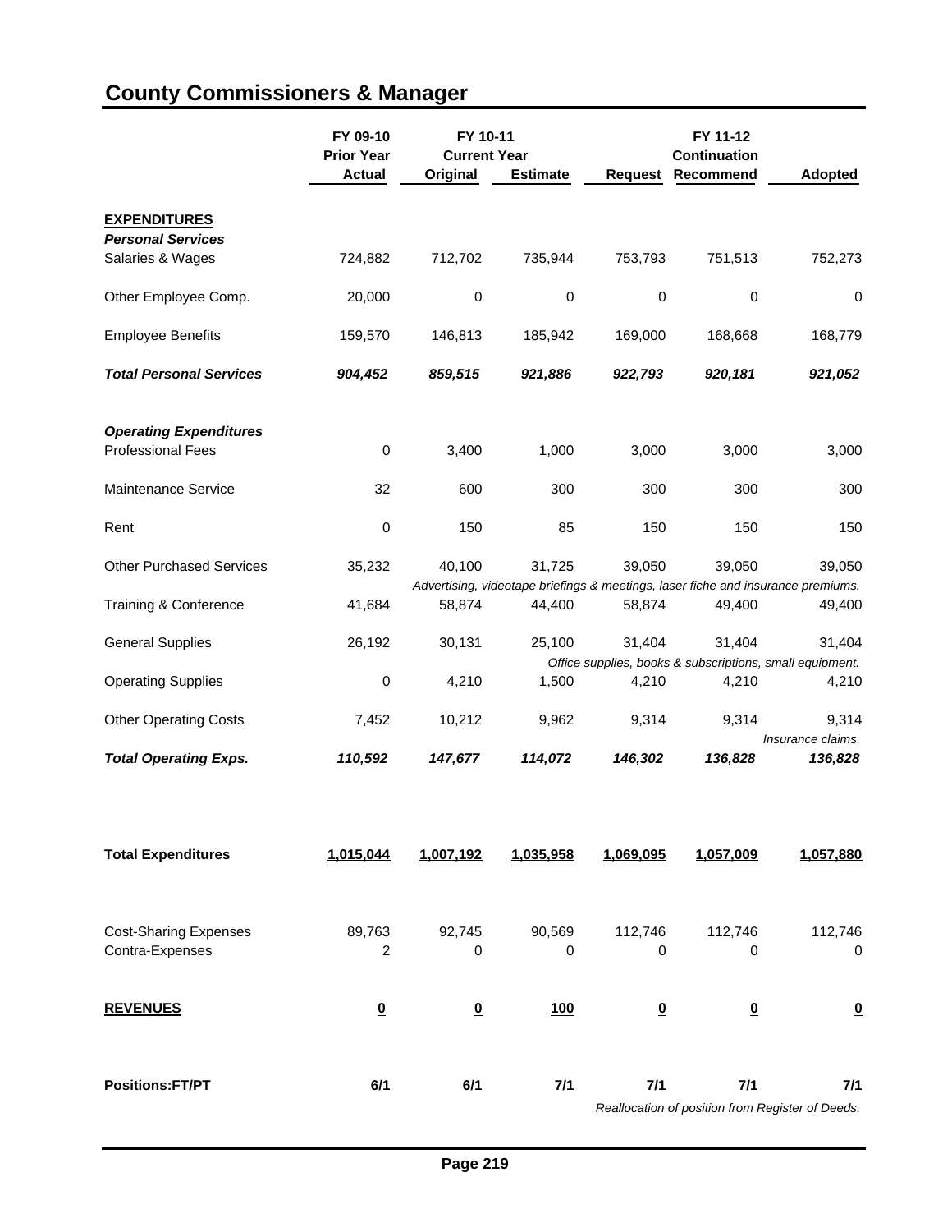# County Commissioners & Manager

| | FY 09-10 Prior Year Actual | FY 10-11 Current Year Original | FY 10-11 Current Year Estimate | FY 11-12 Request | FY 11-12 Continuation Recommend | Adopted |
|---|---|---|---|---|---|---|
| **EXPENDITURES** | | | | | | |
| ***Personal Services*** | | | | | | |
| Salaries & Wages | 724,882 | 712,702 | 735,944 | 753,793 | 751,513 | 752,273 |
| Other Employee Comp. | 20,000 | 0 | 0 | 0 | 0 | 0 |
| Employee Benefits | 159,570 | 146,813 | 185,942 | 169,000 | 168,668 | 168,779 |
| ***Total Personal Services*** | ***904,452*** | ***859,515*** | ***921,886*** | ***922,793*** | ***920,181*** | ***921,052*** |
| ***Operating Expenditures*** | | | | | | |
| Professional Fees | 0 | 3,400 | 1,000 | 3,000 | 3,000 | 3,000 |
| Maintenance Service | 32 | 600 | 300 | 300 | 300 | 300 |
| Rent | 0 | 150 | 85 | 150 | 150 | 150 |
| Other Purchased Services | 35,232 | 40,100 | 31,725 | 39,050 | 39,050 | 39,050 |
| | | *Advertising, videotape briefings & meetings, laser fiche and insurance premiums.* | | | | |
| Training & Conference | 41,684 | 58,874 | 44,400 | 58,874 | 49,400 | 49,400 |
| General Supplies | 26,192 | 30,131 | 25,100 | 31,404 | 31,404 | 31,404 |
| | | | | *Office supplies, books & subscriptions, small equipment.* | | |
| Operating Supplies | 0 | 4,210 | 1,500 | 4,210 | 4,210 | 4,210 |
| Other Operating Costs | 7,452 | 10,212 | 9,962 | 9,314 | 9,314 | 9,314 |
| | | | | | | *Insurance claims.* |
| ***Total Operating Exps.*** | ***110,592*** | ***147,677*** | ***114,072*** | ***146,302*** | ***136,828*** | ***136,828*** |
| **Total Expenditures** | **1,015,044** | **1,007,192** | **1,035,958** | **1,069,095** | **1,057,009** | **1,057,880** |
| Cost-Sharing Expenses | 89,763 | 92,745 | 90,569 | 112,746 | 112,746 | 112,746 |
| Contra-Expenses | 2 | 0 | 0 | 0 | 0 | 0 |
| **REVENUES** | **0** | **0** | **100** | **0** | **0** | **0** |
| **Positions:FT/PT** | **6/1** | **6/1** | **7/1** | **7/1** | **7/1** | **7/1** |
| | | | | *Reallocation of position from Register of Deeds.* | | |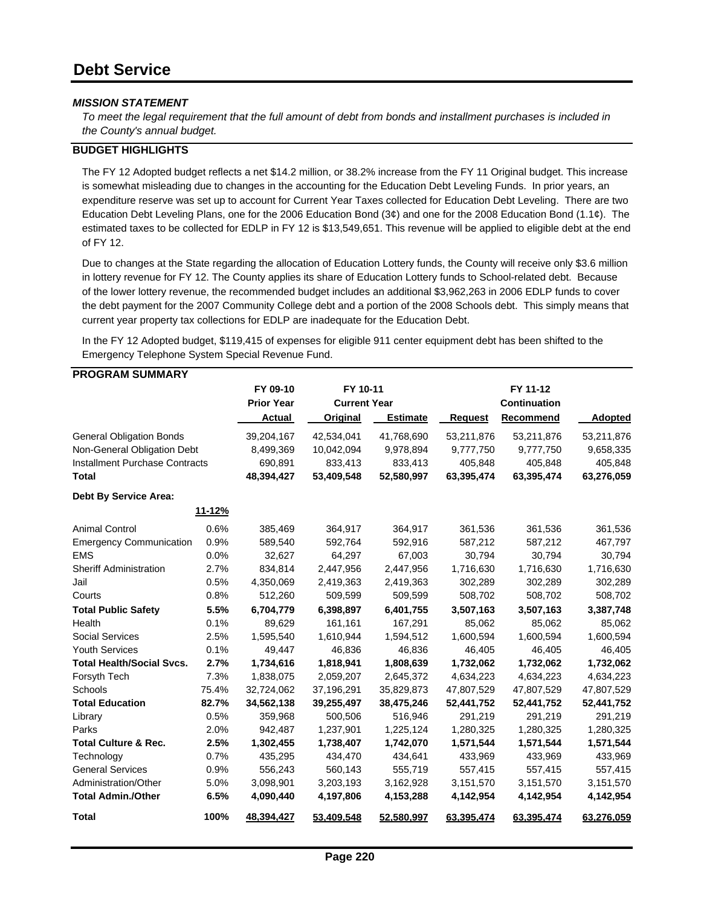# Debt Service

### *MISSION STATEMENT*

*To meet the legal requirement that the full amount of debt from bonds and installment purchases is included in the County's annual budget.*

### BUDGET HIGHLIGHTS

The FY 12 Adopted budget reflects a net $14.2 million, or 38.2% increase from the FY 11 Original budget. This increase is somewhat misleading due to changes in the accounting for the Education Debt Leveling Funds. In prior years, an expenditure reserve was set up to account for Current Year Taxes collected for Education Debt Leveling. There are two Education Debt Leveling Plans, one for the 2006 Education Bond (3¢) and one for the 2008 Education Bond (1.1¢). The estimated taxes to be collected for EDLP in FY 12 is $13,549,651. This revenue will be applied to eligible debt at the end of FY 12.

Due to changes at the State regarding the allocation of Education Lottery funds, the County will receive only $3.6 million in lottery revenue for FY 12. The County applies its share of Education Lottery funds to School-related debt. Because of the lower lottery revenue, the recommended budget includes an additional $3,962,263 in 2006 EDLP funds to cover the debt payment for the 2007 Community College debt and a portion of the 2008 Schools debt. This simply means that current year property tax collections for EDLP are inadequate for the Education Debt.

In the FY 12 Adopted budget, $119,415 of expenses for eligible 911 center equipment debt has been shifted to the Emergency Telephone System Special Revenue Fund.

### PROGRAM SUMMARY

| | | FY 09-10 Prior Year Actual | FY 10-11 Current Year Original | FY 10-11 Current Year Estimate | FY 11-12 Request | FY 11-12 Continuation Recommend | FY 11-12 Adopted |
|---|---|---|---|---|---|---|---|
| General Obligation Bonds | | 39,204,167 | 42,534,041 | 41,768,690 | 53,211,876 | 53,211,876 | 53,211,876 |
| Non-General Obligation Debt | | 8,499,369 | 10,042,094 | 9,978,894 | 9,777,750 | 9,777,750 | 9,658,335 |
| Installment Purchase Contracts | | 690,891 | 833,413 | 833,413 | 405,848 | 405,848 | 405,848 |
| **Total** | | **48,394,427** | **53,409,548** | **52,580,997** | **63,395,474** | **63,395,474** | **63,276,059** |
| **Debt By Service Area:** | | | | | | | |
| | 11-12% | | | | | | |
| Animal Control | 0.6% | 385,469 | 364,917 | 364,917 | 361,536 | 361,536 | 361,536 |
| Emergency Communication | 0.9% | 589,540 | 592,764 | 592,916 | 587,212 | 587,212 | 467,797 |
| EMS | 0.0% | 32,627 | 64,297 | 67,003 | 30,794 | 30,794 | 30,794 |
| Sheriff Administration | 2.7% | 834,814 | 2,447,956 | 2,447,956 | 1,716,630 | 1,716,630 | 1,716,630 |
| Jail | 0.5% | 4,350,069 | 2,419,363 | 2,419,363 | 302,289 | 302,289 | 302,289 |
| Courts | 0.8% | 512,260 | 509,599 | 509,599 | 508,702 | 508,702 | 508,702 |
| **Total Public Safety** | **5.5%** | **6,704,779** | **6,398,897** | **6,401,755** | **3,507,163** | **3,507,163** | **3,387,748** |
| Health | 0.1% | 89,629 | 161,161 | 167,291 | 85,062 | 85,062 | 85,062 |
| Social Services | 2.5% | 1,595,540 | 1,610,944 | 1,594,512 | 1,600,594 | 1,600,594 | 1,600,594 |
| Youth Services | 0.1% | 49,447 | 46,836 | 46,836 | 46,405 | 46,405 | 46,405 |
| **Youth Health/Social Svcs.** | **2.7%** | **1,734,616** | **1,818,941** | **1,808,639** | **1,732,062** | **1,732,062** | **1,732,062** |
| Forsyth Tech | 7.3% | 1,838,075 | 2,059,207 | 2,645,372 | 4,634,223 | 4,634,223 | 4,634,223 |
| Schools | 75.4% | 32,724,062 | 37,196,291 | 35,829,873 | 47,807,529 | 47,807,529 | 47,807,529 |
| **Total Education** | **82.7%** | **34,562,138** | **39,255,497** | **38,475,246** | **52,441,752** | **52,441,752** | **52,441,752** |
| Library | 0.5% | 359,968 | 500,506 | 516,946 | 291,219 | 291,219 | 291,219 |
| Parks | 2.0% | 942,487 | 1,237,901 | 1,225,124 | 1,280,325 | 1,280,325 | 1,280,325 |
| **Total Culture & Rec.** | **2.5%** | **1,302,455** | **1,738,407** | **1,742,070** | **1,571,544** | **1,571,544** | **1,571,544** |
| Technology | 0.7% | 435,295 | 434,470 | 434,641 | 433,969 | 433,969 | 433,969 |
| General Services | 0.9% | 556,243 | 560,143 | 555,719 | 557,415 | 557,415 | 557,415 |
| Administration/Other | 5.0% | 3,098,901 | 3,203,193 | 3,162,928 | 3,151,570 | 3,151,570 | 3,151,570 |
| **Total Admin./Other** | **6.5%** | **4,090,440** | **4,197,806** | **4,153,288** | **4,142,954** | **4,142,954** | **4,142,954** |
| **Total** | **100%** | **48,394,427** | **53,409,548** | **52,580,997** | **63,395,474** | **63,395,474** | **63,276,059** |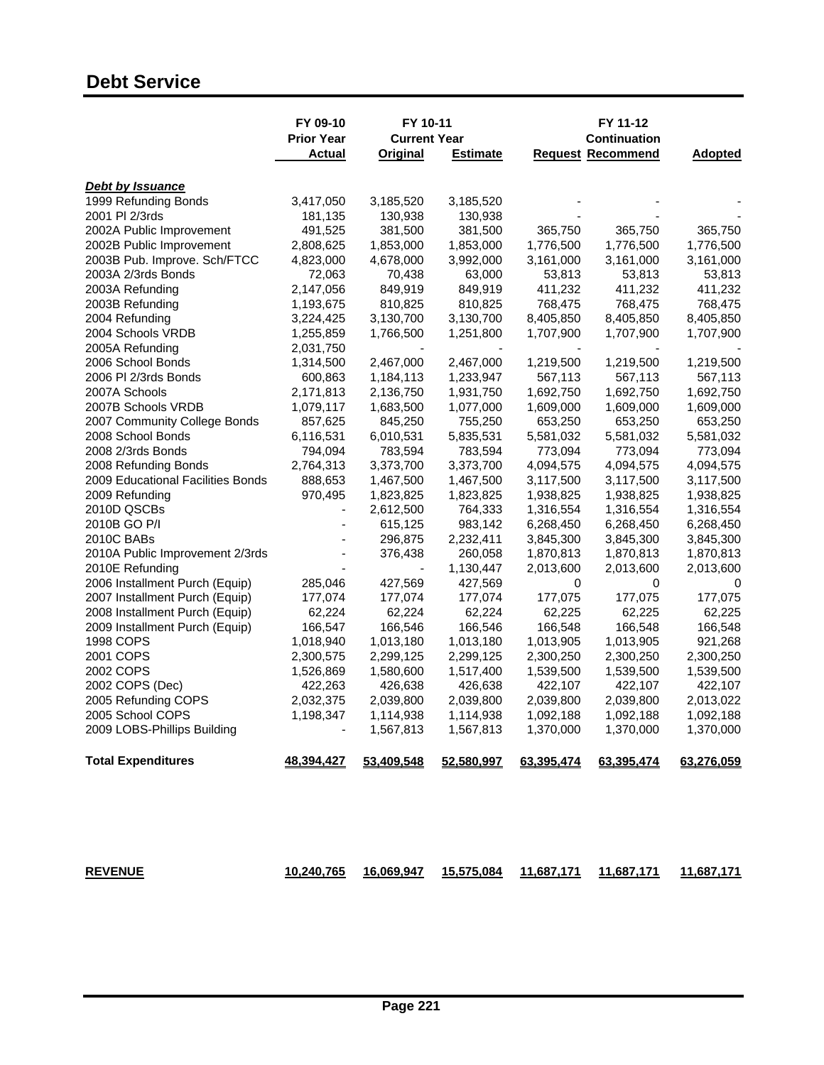# Debt Service

| | FY 09-10 Prior Year Actual | FY 10-11 Current Year Original | FY 10-11 Current Year Estimate | FY 11-12 Continuation Request | FY 11-12 Continuation Recommend | Adopted |
|---|---|---|---|---|---|---|
| ***Debt by Issuance*** | | | | | | |
| 1999 Refunding Bonds | 3,417,050 | 3,185,520 | 3,185,520 | - | - | - |
| 2001 PI 2/3rds | 181,135 | 130,938 | 130,938 | - | - | - |
| 2002A Public Improvement | 491,525 | 381,500 | 381,500 | 365,750 | 365,750 | 365,750 |
| 2002B Public Improvement | 2,808,625 | 1,853,000 | 1,853,000 | 1,776,500 | 1,776,500 | 1,776,500 |
| 2003B Pub. Improve. Sch/FTCC | 4,823,000 | 4,678,000 | 3,992,000 | 3,161,000 | 3,161,000 | 3,161,000 |
| 2003A 2/3rds Bonds | 72,063 | 70,438 | 63,000 | 53,813 | 53,813 | 53,813 |
| 2003A Refunding | 2,147,056 | 849,919 | 849,919 | 411,232 | 411,232 | 411,232 |
| 2003B Refunding | 1,193,675 | 810,825 | 810,825 | 768,475 | 768,475 | 768,475 |
| 2004 Refunding | 3,224,425 | 3,130,700 | 3,130,700 | 8,405,850 | 8,405,850 | 8,405,850 |
| 2004 Schools VRDB | 1,255,859 | 1,766,500 | 1,251,800 | 1,707,900 | 1,707,900 | 1,707,900 |
| 2005A Refunding | 2,031,750 | - | - | - | - | - |
| 2006 School Bonds | 1,314,500 | 2,467,000 | 2,467,000 | 1,219,500 | 1,219,500 | 1,219,500 |
| 2006 PI 2/3rds Bonds | 600,863 | 1,184,113 | 1,233,947 | 567,113 | 567,113 | 567,113 |
| 2007A Schools | 2,171,813 | 2,136,750 | 1,931,750 | 1,692,750 | 1,692,750 | 1,692,750 |
| 2007B Schools VRDB | 1,079,117 | 1,683,500 | 1,077,000 | 1,609,000 | 1,609,000 | 1,609,000 |
| 2007 Community College Bonds | 857,625 | 845,250 | 755,250 | 653,250 | 653,250 | 653,250 |
| 2008 School Bonds | 6,116,531 | 6,010,531 | 5,835,531 | 5,581,032 | 5,581,032 | 5,581,032 |
| 2008 2/3rds Bonds | 794,094 | 783,594 | 783,594 | 773,094 | 773,094 | 773,094 |
| 2008 Refunding Bonds | 2,764,313 | 3,373,700 | 3,373,700 | 4,094,575 | 4,094,575 | 4,094,575 |
| 2009 Educational Facilities Bonds | 888,653 | 1,467,500 | 1,467,500 | 3,117,500 | 3,117,500 | 3,117,500 |
| 2009 Refunding | 970,495 | 1,823,825 | 1,823,825 | 1,938,825 | 1,938,825 | 1,938,825 |
| 2010D QSCBs | - | 2,612,500 | 764,333 | 1,316,554 | 1,316,554 | 1,316,554 |
| 2010B GO P/I | - | 615,125 | 983,142 | 6,268,450 | 6,268,450 | 6,268,450 |
| 2010C BABs | - | 296,875 | 2,232,411 | 3,845,300 | 3,845,300 | 3,845,300 |
| 2010A Public Improvement 2/3rds | - | 376,438 | 260,058 | 1,870,813 | 1,870,813 | 1,870,813 |
| 2010E Refunding | - | - | 1,130,447 | 2,013,600 | 2,013,600 | 2,013,600 |
| 2006 Installment Purch (Equip) | 285,046 | 427,569 | 427,569 | 0 | 0 | 0 |
| 2007 Installment Purch (Equip) | 177,074 | 177,074 | 177,074 | 177,075 | 177,075 | 177,075 |
| 2008 Installment Purch (Equip) | 62,224 | 62,224 | 62,224 | 62,225 | 62,225 | 62,225 |
| 2009 Installment Purch (Equip) | 166,547 | 166,546 | 166,546 | 166,548 | 166,548 | 166,548 |
| 1998 COPS | 1,018,940 | 1,013,180 | 1,013,180 | 1,013,905 | 1,013,905 | 921,268 |
| 2001 COPS | 2,300,575 | 2,299,125 | 2,299,125 | 2,300,250 | 2,300,250 | 2,300,250 |
| 2002 COPS | 1,526,869 | 1,580,600 | 1,517,400 | 1,539,500 | 1,539,500 | 1,539,500 |
| 2002 COPS (Dec) | 422,263 | 426,638 | 426,638 | 422,107 | 422,107 | 422,107 |
| 2005 Refunding COPS | 2,032,375 | 2,039,800 | 2,039,800 | 2,039,800 | 2,039,800 | 2,013,022 |
| 2005 School COPS | 1,198,347 | 1,114,938 | 1,114,938 | 1,092,188 | 1,092,188 | 1,092,188 |
| 2009 LOBS-Phillips Building | - | 1,567,813 | 1,567,813 | 1,370,000 | 1,370,000 | 1,370,000 |
| **Total Expenditures** | **48,394,427** | **53,409,548** | **52,580,997** | **63,395,474** | **63,395,474** | **63,276,059** |
| | | | | | | |
| **REVENUE** | **10,240,765** | **16,069,947** | **15,575,084** | **11,687,171** | **11,687,171** | **11,687,171** |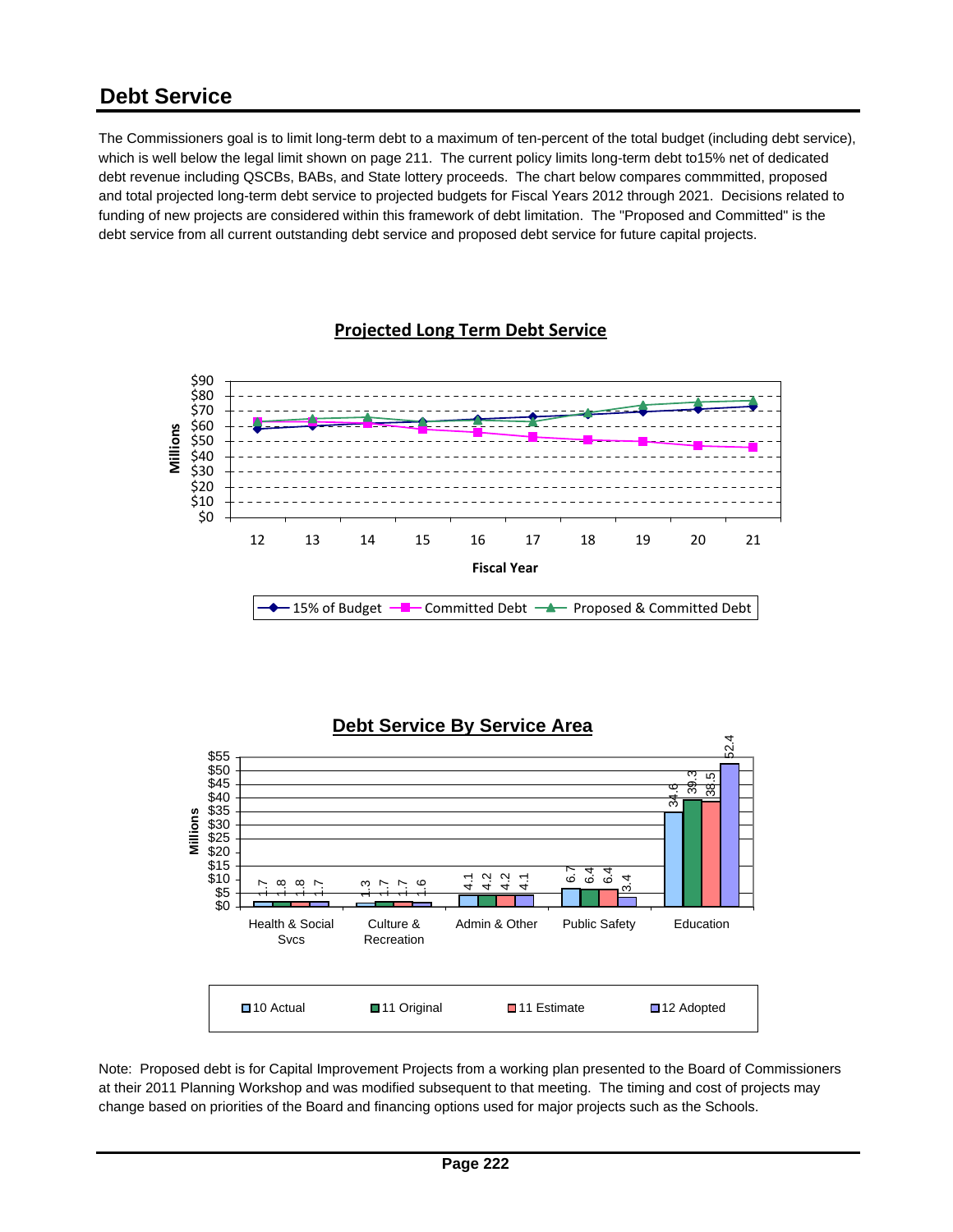# Debt Service

The Commissioners goal is to limit long-term debt to a maximum of ten-percent of the total budget (including debt service), which is well below the legal limit shown on page 211. The current policy limits long-term debt to15% net of dedicated debt revenue including QSCBs, BABs, and State lottery proceeds. The chart below compares commmitted, proposed and total projected long-term debt service to projected budgets for Fiscal Years 2012 through 2021. Decisions related to funding of new projects are considered within this framework of debt limitation. The "Proposed and Committed" is the debt service from all current outstanding debt service and proposed debt service for future capital projects.

**Projected Long Term Debt Service**

**Debt Service By Service Area**

| Service Area | 10 Actual | 11 Original | 11 Estimate | 12 Adopted |
|---|---|---|---|---|
| Health & Social Svcs | 1.7 | 1.8 | 1.8 | 1.7 |
| Culture & Recreation | 1.3 | 1.7 | 1.7 | 1.6 |
| Admin & Other | 4.1 | 4.2 | 4.2 | 4.1 |
| Public Safety | 6.7 | 6.4 | 6.4 | 3.4 |
| Education | 34.6 | 39.3 | 38.5 | 52.4 |

Note: Proposed debt is for Capital Improvement Projects from a working plan presented to the Board of Commissioners at their 2011 Planning Workshop and was modified subsequent to that meeting. The timing and cost of projects may change based on priorities of the Board and financing options used for major projects such as the Schools.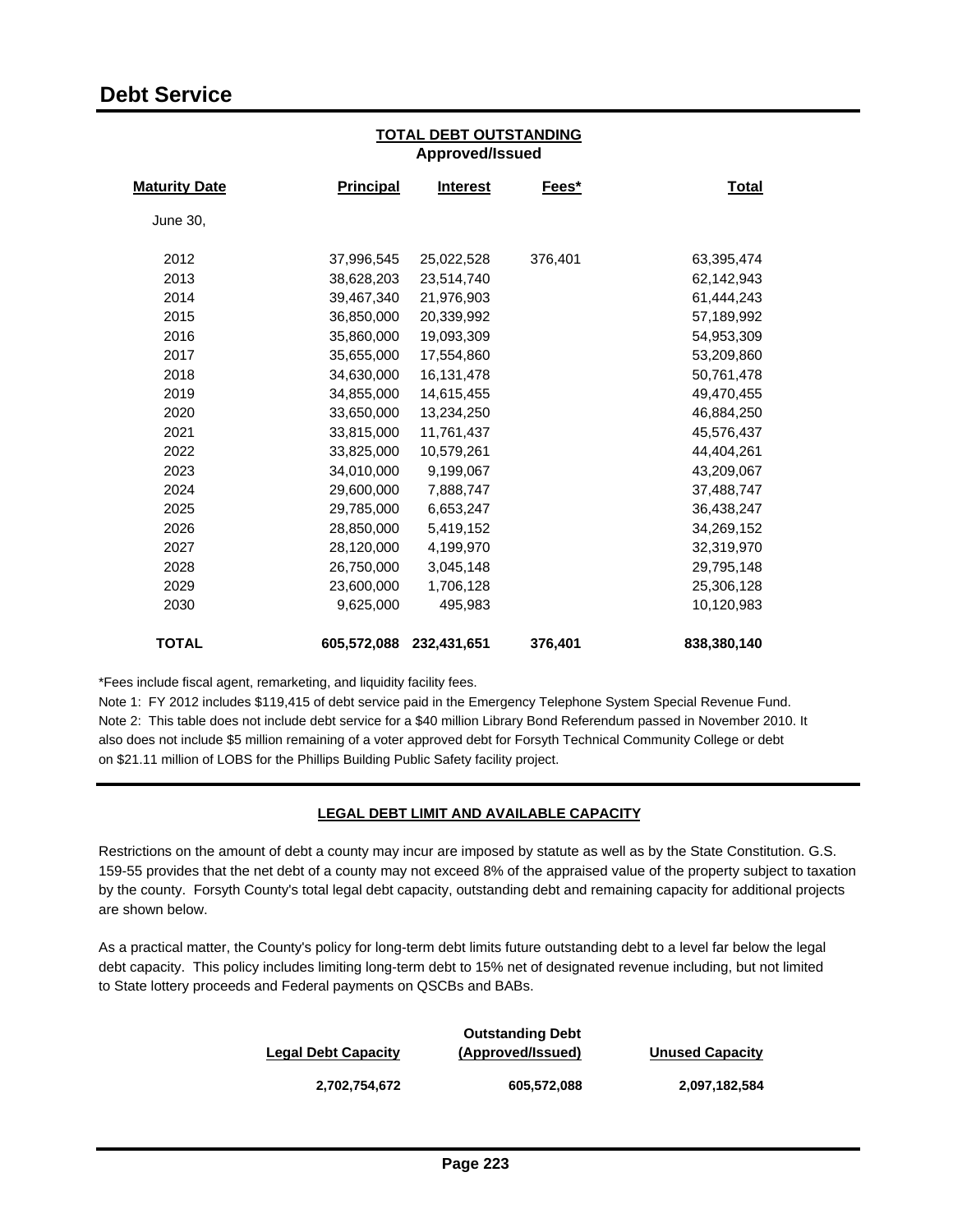# Debt Service

## TOTAL DEBT OUTSTANDING

### Approved/Issued

| Maturity Date | Principal | Interest | Fees* | Total |
|---|---|---|---|---|
| June 30, | | | | |
| 2012 | 37,996,545 | 25,022,528 | 376,401 | 63,395,474 |
| 2013 | 38,628,203 | 23,514,740 | | 62,142,943 |
| 2014 | 39,467,340 | 21,976,903 | | 61,444,243 |
| 2015 | 36,850,000 | 20,339,992 | | 57,189,992 |
| 2016 | 35,860,000 | 19,093,309 | | 54,953,309 |
| 2017 | 35,655,000 | 17,554,860 | | 53,209,860 |
| 2018 | 34,630,000 | 16,131,478 | | 50,761,478 |
| 2019 | 34,855,000 | 14,615,455 | | 49,470,455 |
| 2020 | 33,650,000 | 13,234,250 | | 46,884,250 |
| 2021 | 33,815,000 | 11,761,437 | | 45,576,437 |
| 2022 | 33,825,000 | 10,579,261 | | 44,404,261 |
| 2023 | 34,010,000 | 9,199,067 | | 43,209,067 |
| 2024 | 29,600,000 | 7,888,747 | | 37,488,747 |
| 2025 | 29,785,000 | 6,653,247 | | 36,438,247 |
| 2026 | 28,850,000 | 5,419,152 | | 34,269,152 |
| 2027 | 28,120,000 | 4,199,970 | | 32,319,970 |
| 2028 | 26,750,000 | 3,045,148 | | 29,795,148 |
| 2029 | 23,600,000 | 1,706,128 | | 25,306,128 |
| 2030 | 9,625,000 | 495,983 | | 10,120,983 |
| **TOTAL** | **605,572,088** | **232,431,651** | **376,401** | **838,380,140** |

*Fees include fiscal agent, remarketing, and liquidity facility fees.

Note 1: FY 2012 includes $119,415 of debt service paid in the Emergency Telephone System Special Revenue Fund.

Note 2: This table does not include debt service for a $40 million Library Bond Referendum passed in November 2010. It also does not include $5 million remaining of a voter approved debt for Forsyth Technical Community College or debt on $21.11 million of LOBS for the Phillips Building Public Safety facility project.

## LEGAL DEBT LIMIT AND AVAILABLE CAPACITY

Restrictions on the amount of debt a county may incur are imposed by statute as well as by the State Constitution. G.S. 159-55 provides that the net debt of a county may not exceed 8% of the appraised value of the property subject to taxation by the county. Forsyth County's total legal debt capacity, outstanding debt and remaining capacity for additional projects are shown below.

As a practical matter, the County's policy for long-term debt limits future outstanding debt to a level far below the legal debt capacity. This policy includes limiting long-term debt to 15% net of designated revenue including, but not limited to State lottery proceeds and Federal payments on QSCBs and BABs.

| Legal Debt Capacity | Outstanding Debt (Approved/Issued) | Unused Capacity |
|---|---|---|
| **2,702,754,672** | **605,572,088** | **2,097,182,584** |